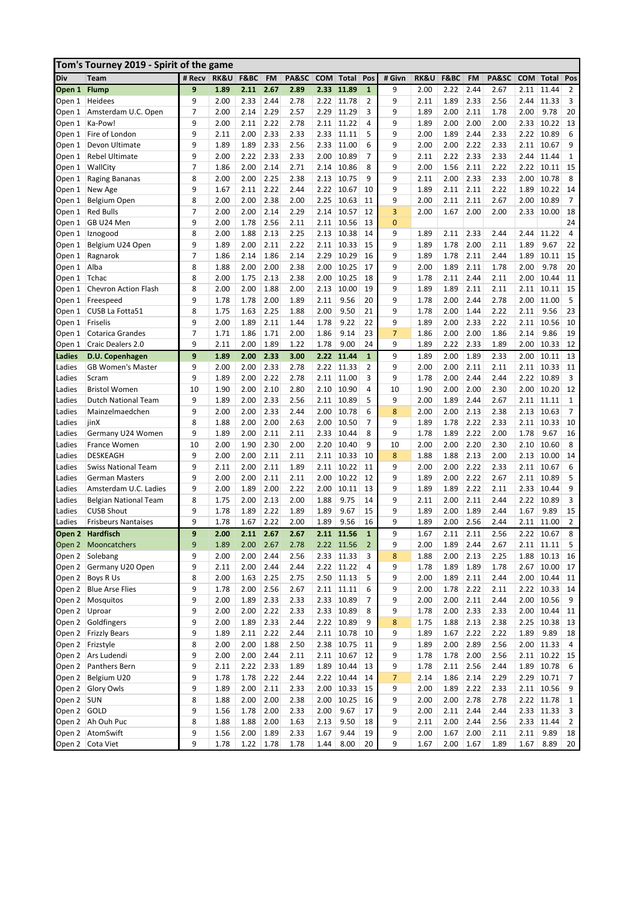## Tom's Tourney 2019 - Spirit of the game

| Div | Team | # Recv | RK&U | F&BC | FM | PA&SC | COM | Total | Pos | # Givn | RK&U | F&BC | FM | PA&SC | COM | Total | Pos |
|---|---|---|---|---|---|---|---|---|---|---|---|---|---|---|---|---|---|
| **Open 1** | **Flump** | **9** | **1.89** | **2.11** | **2.67** | **2.89** | **2.33** | **11.89** | **1** | 9 | 2.00 | 2.22 | 2.44 | 2.67 | 2.11 | 11.44 | 2 |
| Open 1 | Heidees | 9 | 2.00 | 2.33 | 2.44 | 2.78 | 2.22 | 11.78 | 2 | 9 | 2.11 | 1.89 | 2.33 | 2.56 | 2.44 | 11.33 | 3 |
| Open 1 | Amsterdam U.C. Open | 7 | 2.00 | 2.14 | 2.29 | 2.57 | 2.29 | 11.29 | 3 | 9 | 1.89 | 2.00 | 2.11 | 1.78 | 2.00 | 9.78 | 20 |
| Open 1 | Ka-Pow! | 9 | 2.00 | 2.11 | 2.22 | 2.78 | 2.11 | 11.22 | 4 | 9 | 1.89 | 2.00 | 2.00 | 2.00 | 2.33 | 10.22 | 13 |
| Open 1 | Fire of London | 9 | 2.11 | 2.00 | 2.33 | 2.33 | 2.33 | 11.11 | 5 | 9 | 2.00 | 1.89 | 2.44 | 2.33 | 2.22 | 10.89 | 6 |
| Open 1 | Devon Ultimate | 9 | 1.89 | 1.89 | 2.33 | 2.56 | 2.33 | 11.00 | 6 | 9 | 2.00 | 2.00 | 2.22 | 2.33 | 2.11 | 10.67 | 9 |
| Open 1 | Rebel Ultimate | 9 | 2.00 | 2.22 | 2.33 | 2.33 | 2.00 | 10.89 | 7 | 9 | 2.11 | 2.22 | 2.33 | 2.33 | 2.44 | 11.44 | 1 |
| Open 1 | WallCity | 7 | 1.86 | 2.00 | 2.14 | 2.71 | 2.14 | 10.86 | 8 | 9 | 2.00 | 1.56 | 2.11 | 2.22 | 2.22 | 10.11 | 15 |
| Open 1 | Raging Bananas | 8 | 2.00 | 2.00 | 2.25 | 2.38 | 2.13 | 10.75 | 9 | 9 | 2.11 | 2.00 | 2.33 | 2.33 | 2.00 | 10.78 | 8 |
| Open 1 | New Age | 9 | 1.67 | 2.11 | 2.22 | 2.44 | 2.22 | 10.67 | 10 | 9 | 1.89 | 2.11 | 2.11 | 2.22 | 1.89 | 10.22 | 14 |
| Open 1 | Belgium Open | 8 | 2.00 | 2.00 | 2.38 | 2.00 | 2.25 | 10.63 | 11 | 9 | 2.00 | 2.11 | 2.11 | 2.67 | 2.00 | 10.89 | 7 |
| Open 1 | Red Bulls | 7 | 2.00 | 2.00 | 2.14 | 2.29 | 2.14 | 10.57 | 12 | 3 | 2.00 | 1.67 | 2.00 | 2.00 | 2.33 | 10.00 | 18 |
| Open 1 | GB U24 Men | 9 | 2.00 | 1.78 | 2.56 | 2.11 | 2.11 | 10.56 | 13 | 0 | | | | | | | 24 |
| Open 1 | Iznogood | 8 | 2.00 | 1.88 | 2.13 | 2.25 | 2.13 | 10.38 | 14 | 9 | 1.89 | 2.11 | 2.33 | 2.44 | 2.44 | 11.22 | 4 |
| Open 1 | Belgium U24 Open | 9 | 1.89 | 2.00 | 2.11 | 2.22 | 2.11 | 10.33 | 15 | 9 | 1.89 | 1.78 | 2.00 | 2.11 | 1.89 | 9.67 | 22 |
| Open 1 | Ragnarok | 7 | 1.86 | 2.14 | 1.86 | 2.14 | 2.29 | 10.29 | 16 | 9 | 1.89 | 1.78 | 2.11 | 2.44 | 1.89 | 10.11 | 15 |
| Open 1 | Alba | 8 | 1.88 | 2.00 | 2.00 | 2.38 | 2.00 | 10.25 | 17 | 9 | 2.00 | 1.89 | 2.11 | 1.78 | 2.00 | 9.78 | 20 |
| Open 1 | Tchac | 8 | 2.00 | 1.75 | 2.13 | 2.38 | 2.00 | 10.25 | 18 | 9 | 1.78 | 2.11 | 2.44 | 2.11 | 2.00 | 10.44 | 11 |
| Open 1 | Chevron Action Flash | 8 | 2.00 | 2.00 | 1.88 | 2.00 | 2.13 | 10.00 | 19 | 9 | 1.89 | 1.89 | 2.11 | 2.11 | 2.11 | 10.11 | 15 |
| Open 1 | Freespeed | 9 | 1.78 | 1.78 | 2.00 | 1.89 | 2.11 | 9.56 | 20 | 9 | 1.78 | 2.00 | 2.44 | 2.78 | 2.00 | 11.00 | 5 |
| Open 1 | CUSB La Fotta51 | 8 | 1.75 | 1.63 | 2.25 | 1.88 | 2.00 | 9.50 | 21 | 9 | 1.78 | 2.00 | 1.44 | 2.22 | 2.11 | 9.56 | 23 |
| Open 1 | Friselis | 9 | 2.00 | 1.89 | 2.11 | 1.44 | 1.78 | 9.22 | 22 | 9 | 1.89 | 2.00 | 2.33 | 2.22 | 2.11 | 10.56 | 10 |
| Open 1 | Cotarica Grandes | 7 | 1.71 | 1.86 | 1.71 | 2.00 | 1.86 | 9.14 | 23 | 7 | 1.86 | 2.00 | 2.00 | 1.86 | 2.14 | 9.86 | 19 |
| Open 1 | Craic Dealers 2.0 | 9 | 2.11 | 2.00 | 1.89 | 1.22 | 1.78 | 9.00 | 24 | 9 | 1.89 | 2.22 | 2.33 | 1.89 | 2.00 | 10.33 | 12 |
| **Ladies** | **D.U. Copenhagen** | **9** | **1.89** | **2.00** | **2.33** | **3.00** | **2.22** | **11.44** | **1** | 9 | 1.89 | 2.00 | 1.89 | 2.33 | 2.00 | 10.11 | 13 |
| Ladies | GB Women's Master | 9 | 2.00 | 2.00 | 2.33 | 2.78 | 2.22 | 11.33 | 2 | 9 | 2.00 | 2.00 | 2.11 | 2.11 | 2.11 | 10.33 | 11 |
| Ladies | Scram | 9 | 1.89 | 2.00 | 2.22 | 2.78 | 2.11 | 11.00 | 3 | 9 | 1.78 | 2.00 | 2.44 | 2.44 | 2.22 | 10.89 | 3 |
| Ladies | Bristol Women | 10 | 1.90 | 2.00 | 2.10 | 2.80 | 2.10 | 10.90 | 4 | 10 | 1.90 | 2.00 | 2.00 | 2.30 | 2.00 | 10.20 | 12 |
| Ladies | Dutch National Team | 9 | 1.89 | 2.00 | 2.33 | 2.56 | 2.11 | 10.89 | 5 | 9 | 2.00 | 1.89 | 2.44 | 2.67 | 2.11 | 11.11 | 1 |
| Ladies | Mainzelmaedchen | 9 | 2.00 | 2.00 | 2.33 | 2.44 | 2.00 | 10.78 | 6 | 8 | 2.00 | 2.00 | 2.13 | 2.38 | 2.13 | 10.63 | 7 |
| Ladies | jinX | 8 | 1.88 | 2.00 | 2.00 | 2.63 | 2.00 | 10.50 | 7 | 9 | 1.89 | 1.78 | 2.22 | 2.33 | 2.11 | 10.33 | 10 |
| Ladies | Germany U24 Women | 9 | 1.89 | 2.00 | 2.11 | 2.11 | 2.33 | 10.44 | 8 | 9 | 1.78 | 1.89 | 2.22 | 2.00 | 1.78 | 9.67 | 16 |
| Ladies | France Women | 10 | 2.00 | 1.90 | 2.30 | 2.00 | 2.20 | 10.40 | 9 | 10 | 2.00 | 2.00 | 2.20 | 2.30 | 2.10 | 10.60 | 8 |
| Ladies | DESKEAGH | 9 | 2.00 | 2.00 | 2.11 | 2.11 | 2.11 | 10.33 | 10 | 8 | 1.88 | 1.88 | 2.13 | 2.00 | 2.13 | 10.00 | 14 |
| Ladies | Swiss National Team | 9 | 2.11 | 2.00 | 2.11 | 1.89 | 2.11 | 10.22 | 11 | 9 | 2.00 | 2.00 | 2.22 | 2.33 | 2.11 | 10.67 | 6 |
| Ladies | German Masters | 9 | 2.00 | 2.00 | 2.11 | 2.11 | 2.00 | 10.22 | 12 | 9 | 1.89 | 2.00 | 2.22 | 2.67 | 2.11 | 10.89 | 5 |
| Ladies | Amsterdam U.C. Ladies | 9 | 2.00 | 1.89 | 2.00 | 2.22 | 2.00 | 10.11 | 13 | 9 | 1.89 | 1.89 | 2.22 | 2.11 | 2.33 | 10.44 | 9 |
| Ladies | Belgian National Team | 8 | 1.75 | 2.00 | 2.13 | 2.00 | 1.88 | 9.75 | 14 | 9 | 2.11 | 2.00 | 2.11 | 2.44 | 2.22 | 10.89 | 3 |
| Ladies | CUSB Shout | 9 | 1.78 | 1.89 | 2.22 | 1.89 | 1.89 | 9.67 | 15 | 9 | 1.89 | 2.00 | 1.89 | 2.44 | 1.67 | 9.89 | 15 |
| Ladies | Frisbees Nantaises | 9 | 1.78 | 1.67 | 2.22 | 2.00 | 1.89 | 9.56 | 16 | 9 | 1.89 | 2.00 | 2.56 | 2.44 | 2.11 | 11.00 | 2 |
| **Open 2** | **Hardfisch** | **9** | **2.00** | **2.11** | **2.67** | **2.67** | **2.11** | **11.56** | **1** | 9 | 1.67 | 2.11 | 2.11 | 2.56 | 2.22 | 10.67 | 8 |
| Open 2 | Mooncatchers | 9 | 1.89 | 2.00 | 2.67 | 2.78 | 2.22 | 11.56 | 2 | 9 | 2.00 | 1.89 | 2.44 | 2.67 | 2.11 | 11.11 | 5 |
| Open 2 | Solebang | 9 | 2.00 | 2.00 | 2.44 | 2.56 | 2.33 | 11.33 | 3 | 8 | 1.88 | 2.00 | 2.13 | 2.25 | 1.88 | 10.13 | 16 |
| Open 2 | Germany U20 Open | 9 | 2.11 | 2.00 | 2.44 | 2.44 | 2.22 | 11.22 | 4 | 9 | 1.78 | 1.89 | 1.89 | 1.78 | 2.67 | 10.00 | 17 |
| Open 2 | Boys R Us | 8 | 2.00 | 1.63 | 2.25 | 2.75 | 2.50 | 11.13 | 5 | 9 | 2.00 | 1.89 | 2.11 | 2.44 | 2.00 | 10.44 | 11 |
| Open 2 | Blue Arse Flies | 9 | 1.78 | 2.00 | 2.56 | 2.67 | 2.11 | 11.11 | 6 | 9 | 2.00 | 1.78 | 2.22 | 2.11 | 2.22 | 10.33 | 14 |
| Open 2 | Mosquitos | 9 | 2.00 | 1.89 | 2.33 | 2.33 | 2.33 | 10.89 | 7 | 9 | 2.00 | 2.00 | 2.11 | 2.44 | 2.00 | 10.56 | 9 |
| Open 2 | Uproar | 9 | 2.00 | 2.00 | 2.22 | 2.33 | 2.33 | 10.89 | 8 | 9 | 1.78 | 2.00 | 2.33 | 2.33 | 2.00 | 10.44 | 11 |
| Open 2 | Goldfingers | 9 | 2.00 | 1.89 | 2.33 | 2.44 | 2.22 | 10.89 | 9 | 8 | 1.75 | 1.88 | 2.13 | 2.38 | 2.25 | 10.38 | 13 |
| Open 2 | Frizzly Bears | 9 | 1.89 | 2.11 | 2.22 | 2.44 | 2.11 | 10.78 | 10 | 9 | 1.89 | 1.67 | 2.22 | 2.22 | 1.89 | 9.89 | 18 |
| Open 2 | Frizstyle | 8 | 2.00 | 2.00 | 1.88 | 2.50 | 2.38 | 10.75 | 11 | 9 | 1.89 | 2.00 | 2.89 | 2.56 | 2.00 | 11.33 | 4 |
| Open 2 | Ars Ludendi | 9 | 2.00 | 2.00 | 2.44 | 2.11 | 2.11 | 10.67 | 12 | 9 | 1.78 | 1.78 | 2.00 | 2.56 | 2.11 | 10.22 | 15 |
| Open 2 | Panthers Bern | 9 | 2.11 | 2.22 | 2.33 | 1.89 | 1.89 | 10.44 | 13 | 9 | 1.78 | 2.11 | 2.56 | 2.44 | 1.89 | 10.78 | 6 |
| Open 2 | Belgium U20 | 9 | 1.78 | 1.78 | 2.22 | 2.44 | 2.22 | 10.44 | 14 | 7 | 2.14 | 1.86 | 2.14 | 2.29 | 2.29 | 10.71 | 7 |
| Open 2 | Glory Owls | 9 | 1.89 | 2.00 | 2.11 | 2.33 | 2.00 | 10.33 | 15 | 9 | 2.00 | 1.89 | 2.22 | 2.33 | 2.11 | 10.56 | 9 |
| Open 2 | SUN | 8 | 1.88 | 2.00 | 2.00 | 2.38 | 2.00 | 10.25 | 16 | 9 | 2.00 | 2.00 | 2.78 | 2.78 | 2.22 | 11.78 | 1 |
| Open 2 | GOLD | 9 | 1.56 | 1.78 | 2.00 | 2.33 | 2.00 | 9.67 | 17 | 9 | 2.00 | 2.11 | 2.44 | 2.44 | 2.33 | 11.33 | 3 |
| Open 2 | Ah Ouh Puc | 8 | 1.88 | 1.88 | 2.00 | 1.63 | 2.13 | 9.50 | 18 | 9 | 2.11 | 2.00 | 2.44 | 2.56 | 2.33 | 11.44 | 2 |
| Open 2 | AtomSwift | 9 | 1.56 | 2.00 | 1.89 | 2.33 | 1.67 | 9.44 | 19 | 9 | 2.00 | 1.67 | 2.00 | 2.11 | 2.11 | 9.89 | 18 |
| Open 2 | Cota Viet | 9 | 1.78 | 1.22 | 1.78 | 1.78 | 1.44 | 8.00 | 20 | 9 | 1.67 | 2.00 | 1.67 | 1.89 | 1.67 | 8.89 | 20 |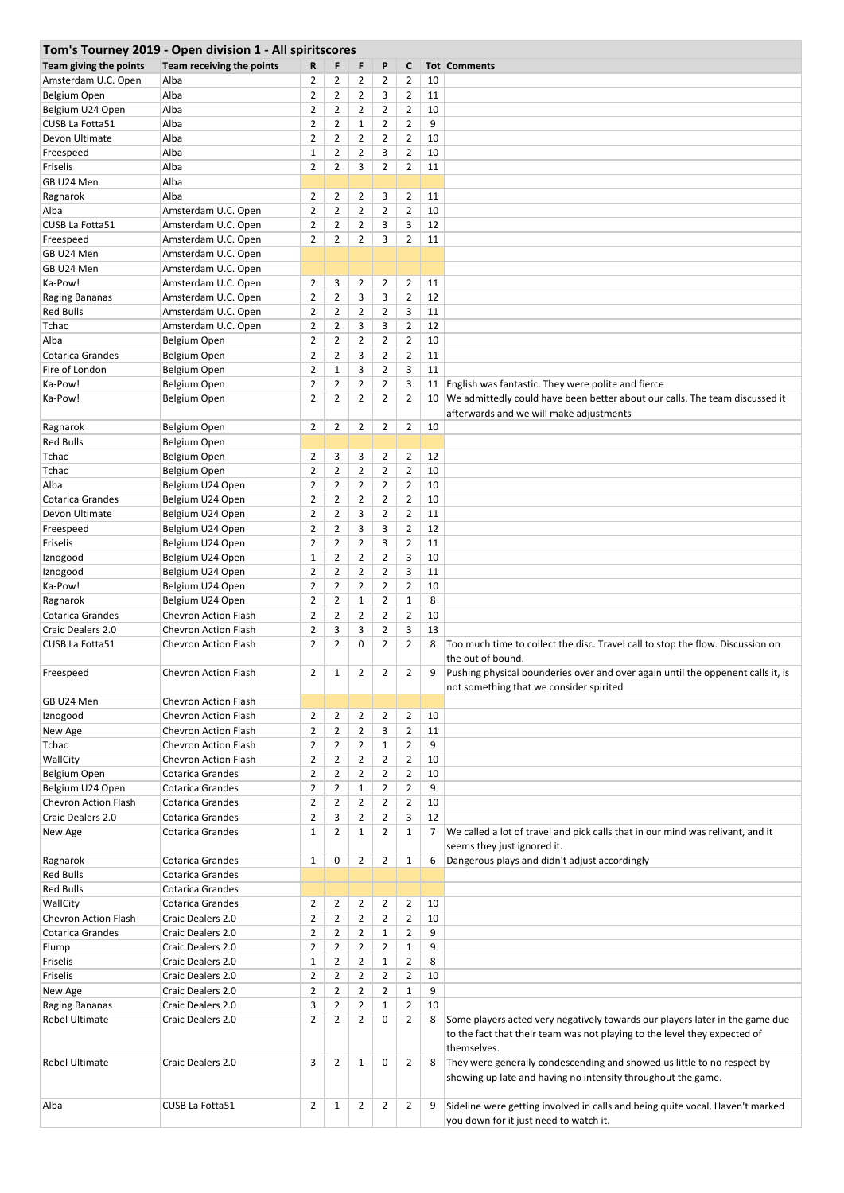## Tom's Tourney 2019 - Open division 1 - All spiritscores

| Team giving the points | Team receiving the points | R | F | F | P | C | Tot | Comments |
|---|---|---|---|---|---|---|---|---|
| Amsterdam U.C. Open | Alba | 2 | 2 | 2 | 2 | 2 | 10 | |
| Belgium Open | Alba | 2 | 2 | 2 | 3 | 2 | 11 | |
| Belgium U24 Open | Alba | 2 | 2 | 2 | 2 | 2 | 10 | |
| CUSB La Fotta51 | Alba | 2 | 2 | 1 | 2 | 2 | 9 | |
| Devon Ultimate | Alba | 2 | 2 | 2 | 2 | 2 | 10 | |
| Freespeed | Alba | 1 | 2 | 2 | 3 | 2 | 10 | |
| Friselis | Alba | 2 | 2 | 3 | 2 | 2 | 11 | |
| GB U24 Men | Alba | | | | | | | |
| Ragnarok | Alba | 2 | 2 | 2 | 3 | 2 | 11 | |
| Alba | Amsterdam U.C. Open | 2 | 2 | 2 | 2 | 2 | 10 | |
| CUSB La Fotta51 | Amsterdam U.C. Open | 2 | 2 | 2 | 3 | 3 | 12 | |
| Freespeed | Amsterdam U.C. Open | 2 | 2 | 2 | 3 | 2 | 11 | |
| GB U24 Men | Amsterdam U.C. Open | | | | | | | |
| GB U24 Men | Amsterdam U.C. Open | | | | | | | |
| Ka-Pow! | Amsterdam U.C. Open | 2 | 3 | 2 | 2 | 2 | 11 | |
| Raging Bananas | Amsterdam U.C. Open | 2 | 2 | 3 | 3 | 2 | 12 | |
| Red Bulls | Amsterdam U.C. Open | 2 | 2 | 2 | 2 | 3 | 11 | |
| Tchac | Amsterdam U.C. Open | 2 | 2 | 3 | 3 | 2 | 12 | |
| Alba | Belgium Open | 2 | 2 | 2 | 2 | 2 | 10 | |
| Cotarica Grandes | Belgium Open | 2 | 2 | 3 | 2 | 2 | 11 | |
| Fire of London | Belgium Open | 2 | 1 | 3 | 2 | 3 | 11 | |
| Ka-Pow! | Belgium Open | 2 | 2 | 2 | 2 | 3 | 11 | English was fantastic. They were polite and fierce |
| Ka-Pow! | Belgium Open | 2 | 2 | 2 | 2 | 2 | 10 | We admittedly could have been better about our calls. The team discussed it afterwards and we will make adjustments |
| Ragnarok | Belgium Open | 2 | 2 | 2 | 2 | 2 | 10 | |
| Red Bulls | Belgium Open | | | | | | | |
| Tchac | Belgium Open | 2 | 3 | 3 | 2 | 2 | 12 | |
| Tchac | Belgium Open | 2 | 2 | 2 | 2 | 2 | 10 | |
| Alba | Belgium U24 Open | 2 | 2 | 2 | 2 | 2 | 10 | |
| Cotarica Grandes | Belgium U24 Open | 2 | 2 | 2 | 2 | 2 | 10 | |
| Devon Ultimate | Belgium U24 Open | 2 | 2 | 3 | 2 | 2 | 11 | |
| Freespeed | Belgium U24 Open | 2 | 2 | 3 | 3 | 2 | 12 | |
| Friselis | Belgium U24 Open | 2 | 2 | 2 | 3 | 2 | 11 | |
| Iznogood | Belgium U24 Open | 1 | 2 | 2 | 2 | 3 | 10 | |
| Iznogood | Belgium U24 Open | 2 | 2 | 2 | 2 | 3 | 11 | |
| Ka-Pow! | Belgium U24 Open | 2 | 2 | 2 | 2 | 2 | 10 | |
| Ragnarok | Belgium U24 Open | 2 | 2 | 1 | 2 | 1 | 8 | |
| Cotarica Grandes | Chevron Action Flash | 2 | 2 | 2 | 2 | 2 | 10 | |
| Craic Dealers 2.0 | Chevron Action Flash | 2 | 3 | 3 | 2 | 3 | 13 | |
| CUSB La Fotta51 | Chevron Action Flash | 2 | 2 | 0 | 2 | 2 | 8 | Too much time to collect the disc. Travel call to stop the flow. Discussion on the out of bound. |
| Freespeed | Chevron Action Flash | 2 | 1 | 2 | 2 | 2 | 9 | Pushing physical bounderies over and over again until the oppenent calls it, is not something that we consider spirited |
| GB U24 Men | Chevron Action Flash | | | | | | | |
| Iznogood | Chevron Action Flash | 2 | 2 | 2 | 2 | 2 | 10 | |
| New Age | Chevron Action Flash | 2 | 2 | 2 | 3 | 2 | 11 | |
| Tchac | Chevron Action Flash | 2 | 2 | 2 | 1 | 2 | 9 | |
| WallCity | Chevron Action Flash | 2 | 2 | 2 | 2 | 2 | 10 | |
| Belgium Open | Cotarica Grandes | 2 | 2 | 2 | 2 | 2 | 10 | |
| Belgium U24 Open | Cotarica Grandes | 2 | 2 | 1 | 2 | 2 | 9 | |
| Chevron Action Flash | Cotarica Grandes | 2 | 2 | 2 | 2 | 2 | 10 | |
| Craic Dealers 2.0 | Cotarica Grandes | 2 | 3 | 2 | 2 | 3 | 12 | |
| New Age | Cotarica Grandes | 1 | 2 | 1 | 2 | 1 | 7 | We called a lot of travel and pick calls that in our mind was relivant, and it seems they just ignored it. |
| Ragnarok | Cotarica Grandes | 1 | 0 | 2 | 2 | 1 | 6 | Dangerous plays and didn't adjust accordingly |
| Red Bulls | Cotarica Grandes | | | | | | | |
| Red Bulls | Cotarica Grandes | | | | | | | |
| WallCity | Cotarica Grandes | 2 | 2 | 2 | 2 | 2 | 10 | |
| Chevron Action Flash | Craic Dealers 2.0 | 2 | 2 | 2 | 2 | 2 | 10 | |
| Cotarica Grandes | Craic Dealers 2.0 | 2 | 2 | 2 | 1 | 2 | 9 | |
| Flump | Craic Dealers 2.0 | 2 | 2 | 2 | 2 | 1 | 9 | |
| Friselis | Craic Dealers 2.0 | 1 | 2 | 2 | 1 | 2 | 8 | |
| Friselis | Craic Dealers 2.0 | 2 | 2 | 2 | 2 | 2 | 10 | |
| New Age | Craic Dealers 2.0 | 2 | 2 | 2 | 2 | 1 | 9 | |
| Raging Bananas | Craic Dealers 2.0 | 3 | 2 | 2 | 1 | 2 | 10 | |
| Rebel Ultimate | Craic Dealers 2.0 | 2 | 2 | 2 | 0 | 2 | 8 | Some players acted very negatively towards our players later in the game due to the fact that their team was not playing to the level they expected of themselves. |
| Rebel Ultimate | Craic Dealers 2.0 | 3 | 2 | 1 | 0 | 2 | 8 | They were generally condescending and showed us little to no respect by showing up late and having no intensity throughout the game. |
| Alba | CUSB La Fotta51 | 2 | 1 | 2 | 2 | 2 | 9 | Sideline were getting involved in calls and being quite vocal. Haven't marked you down for it just need to watch it. |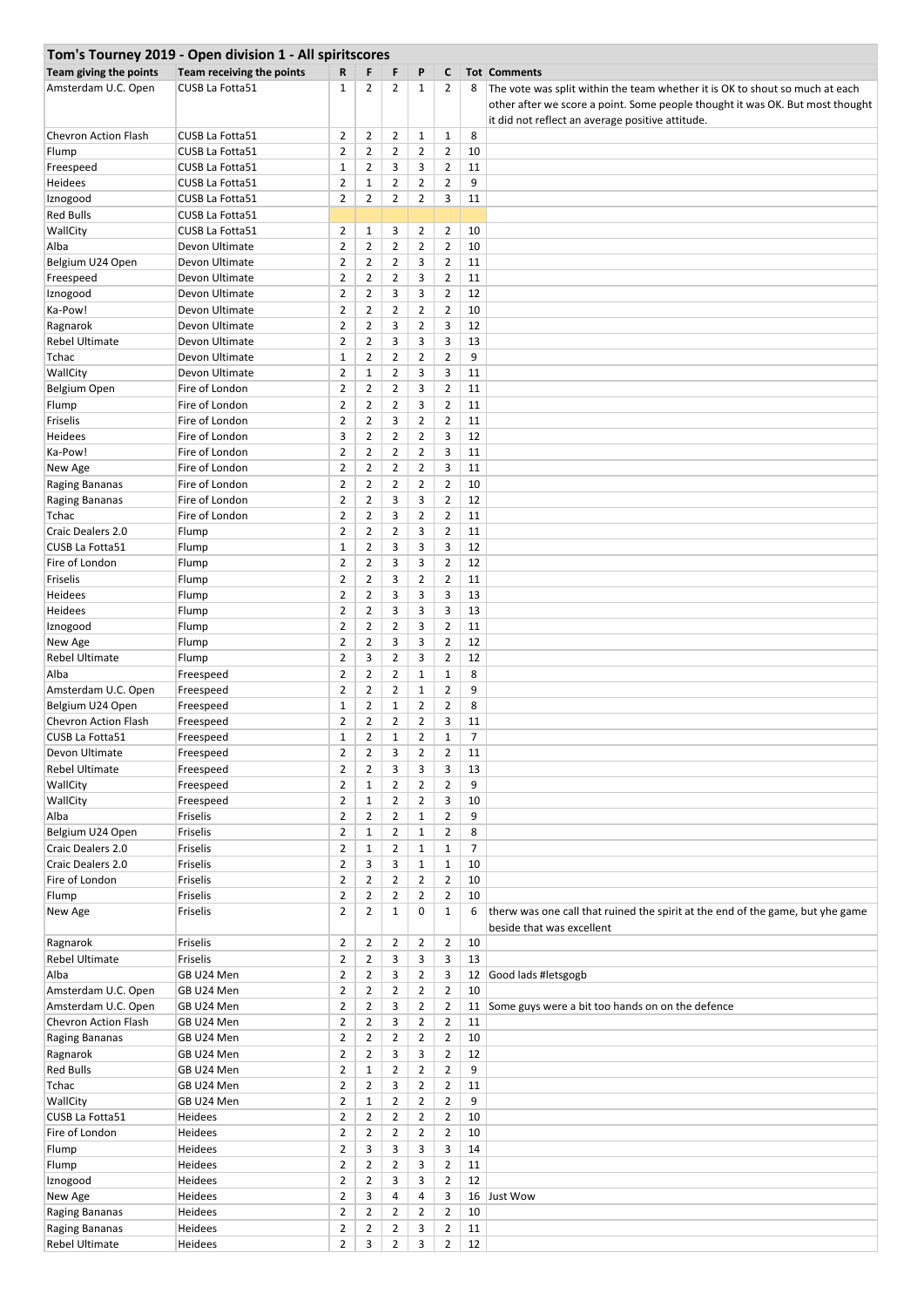| Tom's Tourney 2019 - Open division 1 - All spiritscores | | | | | | | | |
|---|---|---|---|---|---|---|---|---|
| **Team giving the points** | **Team receiving the points** | **R** | **F** | **F** | **P** | **C** | **Tot** | **Comments** |
| Amsterdam U.C. Open | CUSB La Fotta51 | 1 | 2 | 2 | 1 | 2 | 8 | The vote was split within the team whether it is OK to shout so much at each other after we score a point. Some people thought it was OK. But most thought it did not reflect an average positive attitude. |
| Chevron Action Flash | CUSB La Fotta51 | 2 | 2 | 2 | 1 | 1 | 8 | |
| Flump | CUSB La Fotta51 | 2 | 2 | 2 | 2 | 2 | 10 | |
| Freespeed | CUSB La Fotta51 | 1 | 2 | 3 | 3 | 2 | 11 | |
| Heidees | CUSB La Fotta51 | 2 | 1 | 2 | 2 | 2 | 9 | |
| Iznogood | CUSB La Fotta51 | 2 | 2 | 2 | 2 | 3 | 11 | |
| Red Bulls | CUSB La Fotta51 | | | | | | | |
| WallCity | CUSB La Fotta51 | 2 | 1 | 3 | 2 | 2 | 10 | |
| Alba | Devon Ultimate | 2 | 2 | 2 | 2 | 2 | 10 | |
| Belgium U24 Open | Devon Ultimate | 2 | 2 | 2 | 3 | 2 | 11 | |
| Freespeed | Devon Ultimate | 2 | 2 | 2 | 3 | 2 | 11 | |
| Iznogood | Devon Ultimate | 2 | 2 | 3 | 3 | 2 | 12 | |
| Ka-Pow! | Devon Ultimate | 2 | 2 | 2 | 2 | 2 | 10 | |
| Ragnarok | Devon Ultimate | 2 | 2 | 3 | 2 | 3 | 12 | |
| Rebel Ultimate | Devon Ultimate | 2 | 2 | 3 | 3 | 3 | 13 | |
| Tchac | Devon Ultimate | 1 | 2 | 2 | 2 | 2 | 9 | |
| WallCity | Devon Ultimate | 2 | 1 | 2 | 3 | 3 | 11 | |
| Belgium Open | Fire of London | 2 | 2 | 2 | 3 | 2 | 11 | |
| Flump | Fire of London | 2 | 2 | 2 | 3 | 2 | 11 | |
| Friselis | Fire of London | 2 | 2 | 3 | 2 | 2 | 11 | |
| Heidees | Fire of London | 3 | 2 | 2 | 2 | 3 | 12 | |
| Ka-Pow! | Fire of London | 2 | 2 | 2 | 2 | 3 | 11 | |
| New Age | Fire of London | 2 | 2 | 2 | 2 | 3 | 11 | |
| Raging Bananas | Fire of London | 2 | 2 | 2 | 2 | 2 | 10 | |
| Raging Bananas | Fire of London | 2 | 2 | 3 | 3 | 2 | 12 | |
| Tchac | Fire of London | 2 | 2 | 3 | 2 | 2 | 11 | |
| Craic Dealers 2.0 | Flump | 2 | 2 | 2 | 3 | 2 | 11 | |
| CUSB La Fotta51 | Flump | 1 | 2 | 3 | 3 | 3 | 12 | |
| Fire of London | Flump | 2 | 2 | 3 | 3 | 2 | 12 | |
| Friselis | Flump | 2 | 2 | 3 | 2 | 2 | 11 | |
| Heidees | Flump | 2 | 2 | 3 | 3 | 3 | 13 | |
| Heidees | Flump | 2 | 2 | 3 | 3 | 3 | 13 | |
| Iznogood | Flump | 2 | 2 | 2 | 3 | 2 | 11 | |
| New Age | Flump | 2 | 2 | 3 | 3 | 2 | 12 | |
| Rebel Ultimate | Flump | 2 | 3 | 2 | 3 | 2 | 12 | |
| Alba | Freespeed | 2 | 2 | 2 | 1 | 1 | 8 | |
| Amsterdam U.C. Open | Freespeed | 2 | 2 | 2 | 1 | 2 | 9 | |
| Belgium U24 Open | Freespeed | 1 | 2 | 1 | 2 | 2 | 8 | |
| Chevron Action Flash | Freespeed | 2 | 2 | 2 | 2 | 3 | 11 | |
| CUSB La Fotta51 | Freespeed | 1 | 2 | 1 | 2 | 1 | 7 | |
| Devon Ultimate | Freespeed | 2 | 2 | 3 | 2 | 2 | 11 | |
| Rebel Ultimate | Freespeed | 2 | 2 | 3 | 3 | 3 | 13 | |
| WallCity | Freespeed | 2 | 1 | 2 | 2 | 2 | 9 | |
| WallCity | Freespeed | 2 | 1 | 2 | 2 | 3 | 10 | |
| Alba | Friselis | 2 | 2 | 2 | 1 | 2 | 9 | |
| Belgium U24 Open | Friselis | 2 | 1 | 2 | 1 | 2 | 8 | |
| Craic Dealers 2.0 | Friselis | 2 | 1 | 2 | 1 | 1 | 7 | |
| Craic Dealers 2.0 | Friselis | 2 | 3 | 3 | 1 | 1 | 10 | |
| Fire of London | Friselis | 2 | 2 | 2 | 2 | 2 | 10 | |
| Flump | Friselis | 2 | 2 | 2 | 2 | 2 | 10 | |
| New Age | Friselis | 2 | 2 | 1 | 0 | 1 | 6 | therw was one call that ruined the spirit at the end of the game, but yhe game beside that was excellent |
| Ragnarok | Friselis | 2 | 2 | 2 | 2 | 2 | 10 | |
| Rebel Ultimate | Friselis | 2 | 2 | 3 | 3 | 3 | 13 | |
| Alba | GB U24 Men | 2 | 2 | 3 | 2 | 3 | 12 | Good lads #letsgogb |
| Amsterdam U.C. Open | GB U24 Men | 2 | 2 | 2 | 2 | 2 | 10 | |
| Amsterdam U.C. Open | GB U24 Men | 2 | 2 | 3 | 2 | 2 | 11 | Some guys were a bit too hands on on the defence |
| Chevron Action Flash | GB U24 Men | 2 | 2 | 3 | 2 | 2 | 11 | |
| Raging Bananas | GB U24 Men | 2 | 2 | 2 | 2 | 2 | 10 | |
| Ragnarok | GB U24 Men | 2 | 2 | 3 | 3 | 2 | 12 | |
| Red Bulls | GB U24 Men | 2 | 1 | 2 | 2 | 2 | 9 | |
| Tchac | GB U24 Men | 2 | 2 | 3 | 2 | 2 | 11 | |
| WallCity | GB U24 Men | 2 | 1 | 2 | 2 | 2 | 9 | |
| CUSB La Fotta51 | Heidees | 2 | 2 | 2 | 2 | 2 | 10 | |
| Fire of London | Heidees | 2 | 2 | 2 | 2 | 2 | 10 | |
| Flump | Heidees | 2 | 3 | 3 | 3 | 3 | 14 | |
| Flump | Heidees | 2 | 2 | 2 | 3 | 2 | 11 | |
| Iznogood | Heidees | 2 | 2 | 3 | 3 | 2 | 12 | |
| New Age | Heidees | 2 | 3 | 4 | 4 | 3 | 16 | Just Wow |
| Raging Bananas | Heidees | 2 | 2 | 2 | 2 | 2 | 10 | |
| Raging Bananas | Heidees | 2 | 2 | 2 | 3 | 2 | 11 | |
| Rebel Ultimate | Heidees | 2 | 3 | 2 | 3 | 2 | 12 | |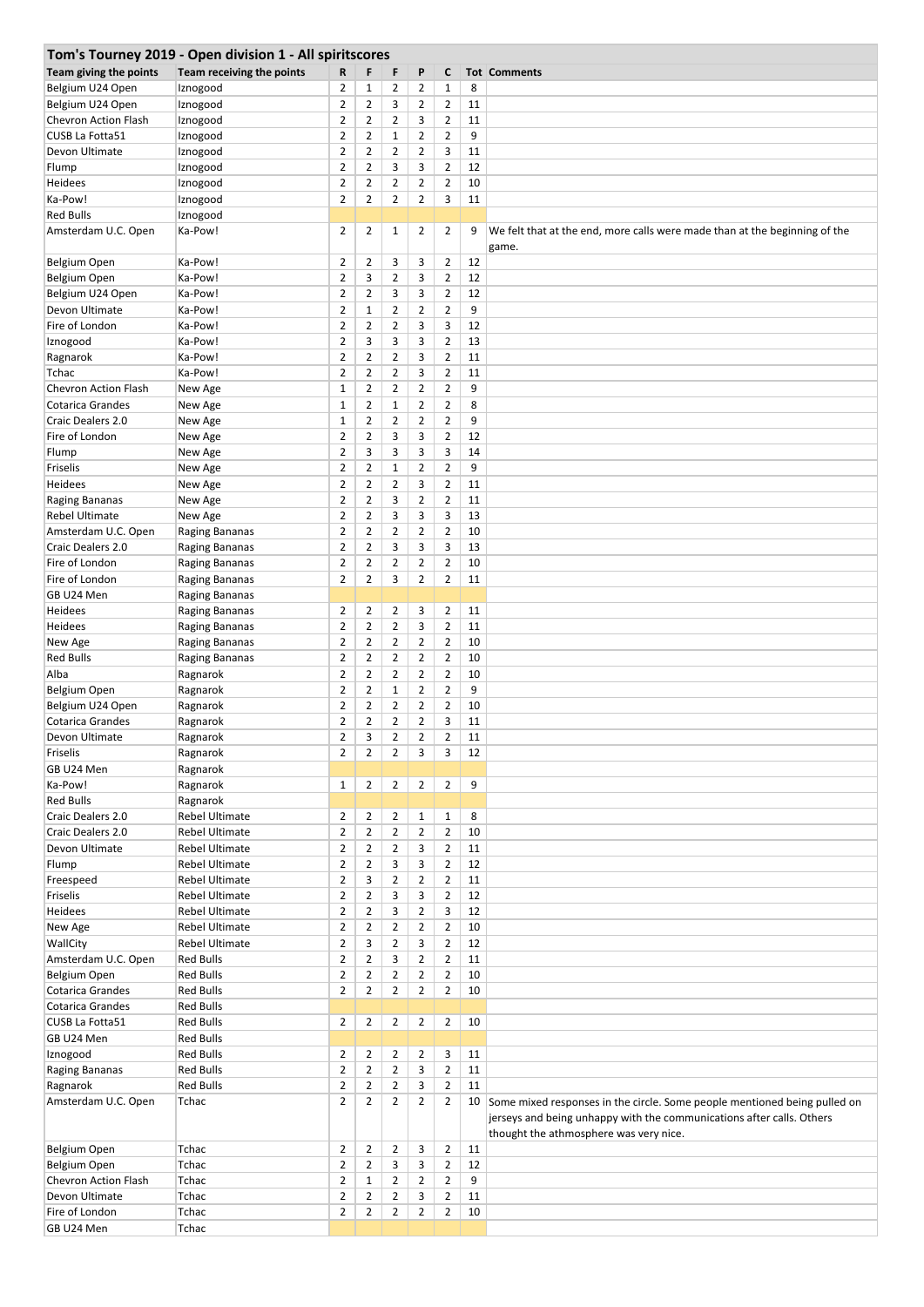| Tom's Tourney 2019 - Open division 1 - All spiritscores | | | | | | | | |
|---|---|---|---|---|---|---|---|---|
| **Team giving the points** | **Team receiving the points** | **R** | **F** | **F** | **P** | **C** | **Tot** | **Comments** |
| Belgium U24 Open | Iznogood | 2 | 1 | 2 | 2 | 1 | 8 | |
| Belgium U24 Open | Iznogood | 2 | 2 | 3 | 2 | 2 | 11 | |
| Chevron Action Flash | Iznogood | 2 | 2 | 2 | 3 | 2 | 11 | |
| CUSB La Fotta51 | Iznogood | 2 | 2 | 1 | 2 | 2 | 9 | |
| Devon Ultimate | Iznogood | 2 | 2 | 2 | 2 | 3 | 11 | |
| Flump | Iznogood | 2 | 2 | 3 | 3 | 2 | 12 | |
| Heidees | Iznogood | 2 | 2 | 2 | 2 | 2 | 10 | |
| Ka-Pow! | Iznogood | 2 | 2 | 2 | 2 | 3 | 11 | |
| Red Bulls | Iznogood | | | | | | | |
| Amsterdam U.C. Open | Ka-Pow! | 2 | 2 | 1 | 2 | 2 | 9 | We felt that at the end, more calls were made than at the beginning of the game. |
| Belgium Open | Ka-Pow! | 2 | 2 | 3 | 3 | 2 | 12 | |
| Belgium Open | Ka-Pow! | 2 | 3 | 2 | 3 | 2 | 12 | |
| Belgium U24 Open | Ka-Pow! | 2 | 2 | 3 | 3 | 2 | 12 | |
| Devon Ultimate | Ka-Pow! | 2 | 1 | 2 | 2 | 2 | 9 | |
| Fire of London | Ka-Pow! | 2 | 2 | 2 | 3 | 3 | 12 | |
| Iznogood | Ka-Pow! | 2 | 3 | 3 | 3 | 2 | 13 | |
| Ragnarok | Ka-Pow! | 2 | 2 | 2 | 3 | 2 | 11 | |
| Tchac | Ka-Pow! | 2 | 2 | 2 | 3 | 2 | 11 | |
| Chevron Action Flash | New Age | 1 | 2 | 2 | 2 | 2 | 9 | |
| Cotarica Grandes | New Age | 1 | 2 | 1 | 2 | 2 | 8 | |
| Craic Dealers 2.0 | New Age | 1 | 2 | 2 | 2 | 2 | 9 | |
| Fire of London | New Age | 2 | 2 | 3 | 3 | 2 | 12 | |
| Flump | New Age | 2 | 3 | 3 | 3 | 3 | 14 | |
| Friselis | New Age | 2 | 2 | 1 | 2 | 2 | 9 | |
| Heidees | New Age | 2 | 2 | 2 | 3 | 2 | 11 | |
| Raging Bananas | New Age | 2 | 2 | 3 | 2 | 2 | 11 | |
| Rebel Ultimate | New Age | 2 | 2 | 3 | 3 | 3 | 13 | |
| Amsterdam U.C. Open | Raging Bananas | 2 | 2 | 2 | 2 | 2 | 10 | |
| Craic Dealers 2.0 | Raging Bananas | 2 | 2 | 3 | 3 | 3 | 13 | |
| Fire of London | Raging Bananas | 2 | 2 | 2 | 2 | 2 | 10 | |
| Fire of London | Raging Bananas | 2 | 2 | 3 | 2 | 2 | 11 | |
| GB U24 Men | Raging Bananas | | | | | | | |
| Heidees | Raging Bananas | 2 | 2 | 2 | 3 | 2 | 11 | |
| Heidees | Raging Bananas | 2 | 2 | 2 | 3 | 2 | 11 | |
| New Age | Raging Bananas | 2 | 2 | 2 | 2 | 2 | 10 | |
| Red Bulls | Raging Bananas | 2 | 2 | 2 | 2 | 2 | 10 | |
| Alba | Ragnarok | 2 | 2 | 2 | 2 | 2 | 10 | |
| Belgium Open | Ragnarok | 2 | 2 | 1 | 2 | 2 | 9 | |
| Belgium U24 Open | Ragnarok | 2 | 2 | 2 | 2 | 2 | 10 | |
| Cotarica Grandes | Ragnarok | 2 | 2 | 2 | 2 | 3 | 11 | |
| Devon Ultimate | Ragnarok | 2 | 3 | 2 | 2 | 2 | 11 | |
| Friselis | Ragnarok | 2 | 2 | 2 | 3 | 3 | 12 | |
| GB U24 Men | Ragnarok | | | | | | | |
| Ka-Pow! | Ragnarok | 1 | 2 | 2 | 2 | 2 | 9 | |
| Red Bulls | Ragnarok | | | | | | | |
| Craic Dealers 2.0 | Rebel Ultimate | 2 | 2 | 2 | 1 | 1 | 8 | |
| Craic Dealers 2.0 | Rebel Ultimate | 2 | 2 | 2 | 2 | 2 | 10 | |
| Devon Ultimate | Rebel Ultimate | 2 | 2 | 2 | 3 | 2 | 11 | |
| Flump | Rebel Ultimate | 2 | 2 | 3 | 3 | 2 | 12 | |
| Freespeed | Rebel Ultimate | 2 | 3 | 2 | 2 | 2 | 11 | |
| Friselis | Rebel Ultimate | 2 | 2 | 3 | 3 | 2 | 12 | |
| Heidees | Rebel Ultimate | 2 | 2 | 3 | 2 | 3 | 12 | |
| New Age | Rebel Ultimate | 2 | 2 | 2 | 2 | 2 | 10 | |
| WallCity | Rebel Ultimate | 2 | 3 | 2 | 3 | 2 | 12 | |
| Amsterdam U.C. Open | Red Bulls | 2 | 2 | 3 | 2 | 2 | 11 | |
| Belgium Open | Red Bulls | 2 | 2 | 2 | 2 | 2 | 10 | |
| Cotarica Grandes | Red Bulls | 2 | 2 | 2 | 2 | 2 | 10 | |
| Cotarica Grandes | Red Bulls | | | | | | | |
| CUSB La Fotta51 | Red Bulls | 2 | 2 | 2 | 2 | 2 | 10 | |
| GB U24 Men | Red Bulls | | | | | | | |
| Iznogood | Red Bulls | 2 | 2 | 2 | 2 | 3 | 11 | |
| Raging Bananas | Red Bulls | 2 | 2 | 2 | 3 | 2 | 11 | |
| Ragnarok | Red Bulls | 2 | 2 | 2 | 3 | 2 | 11 | |
| Amsterdam U.C. Open | Tchac | 2 | 2 | 2 | 2 | 2 | 10 | Some mixed responses in the circle. Some people mentioned being pulled on jerseys and being unhappy with the communications after calls. Others thought the athmosphere was very nice. |
| Belgium Open | Tchac | 2 | 2 | 2 | 3 | 2 | 11 | |
| Belgium Open | Tchac | 2 | 2 | 3 | 3 | 2 | 12 | |
| Chevron Action Flash | Tchac | 2 | 1 | 2 | 2 | 2 | 9 | |
| Devon Ultimate | Tchac | 2 | 2 | 2 | 3 | 2 | 11 | |
| Fire of London | Tchac | 2 | 2 | 2 | 2 | 2 | 10 | |
| GB U24 Men | Tchac | | | | | | | |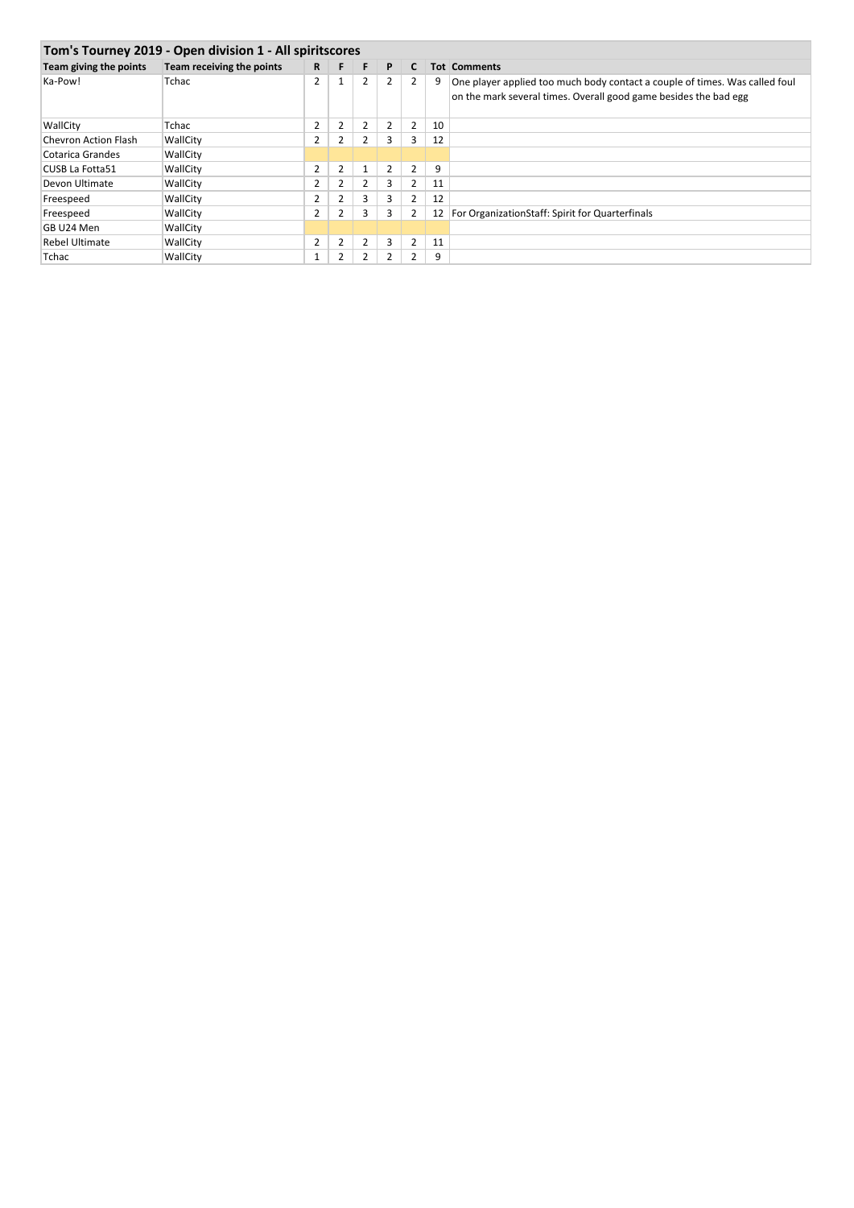## Tom's Tourney 2019 - Open division 1 - All spiritscores

| Team giving the points | Team receiving the points | R | F | F | P | C | Tot | Comments |
|---|---|---|---|---|---|---|---|---|
| Ka-Pow! | Tchac | 2 | 1 | 2 | 2 | 2 | 9 | One player applied too much body contact a couple of times. Was called foul on the mark several times. Overall good game besides the bad egg |
| WallCity | Tchac | 2 | 2 | 2 | 2 | 2 | 10 | |
| Chevron Action Flash | WallCity | 2 | 2 | 2 | 3 | 3 | 12 | |
| Cotarica Grandes | WallCity | | | | | | | |
| CUSB La Fotta51 | WallCity | 2 | 2 | 1 | 2 | 2 | 9 | |
| Devon Ultimate | WallCity | 2 | 2 | 2 | 3 | 2 | 11 | |
| Freespeed | WallCity | 2 | 2 | 3 | 3 | 2 | 12 | |
| Freespeed | WallCity | 2 | 2 | 3 | 3 | 2 | 12 | For OrganizationStaff: Spirit for Quarterfinals |
| GB U24 Men | WallCity | | | | | | | |
| Rebel Ultimate | WallCity | 2 | 2 | 2 | 3 | 2 | 11 | |
| Tchac | WallCity | 1 | 2 | 2 | 2 | 2 | 9 | |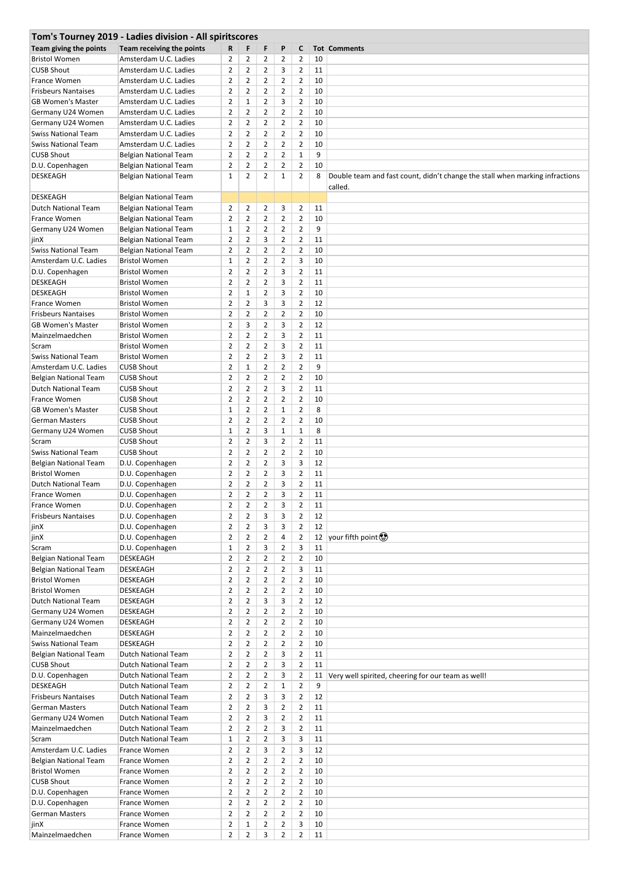| Tom's Tourney 2019 - Ladies division - All spiritscores | | | | | | | | |
|---|---|---|---|---|---|---|---|---|
| **Team giving the points** | **Team receiving the points** | **R** | **F** | **F** | **P** | **C** | **Tot** | **Comments** |
| Bristol Women | Amsterdam U.C. Ladies | 2 | 2 | 2 | 2 | 2 | 10 | |
| CUSB Shout | Amsterdam U.C. Ladies | 2 | 2 | 2 | 3 | 2 | 11 | |
| France Women | Amsterdam U.C. Ladies | 2 | 2 | 2 | 2 | 2 | 10 | |
| Frisbeurs Nantaises | Amsterdam U.C. Ladies | 2 | 2 | 2 | 2 | 2 | 10 | |
| GB Women's Master | Amsterdam U.C. Ladies | 2 | 1 | 2 | 3 | 2 | 10 | |
| Germany U24 Women | Amsterdam U.C. Ladies | 2 | 2 | 2 | 2 | 2 | 10 | |
| Germany U24 Women | Amsterdam U.C. Ladies | 2 | 2 | 2 | 2 | 2 | 10 | |
| Swiss National Team | Amsterdam U.C. Ladies | 2 | 2 | 2 | 2 | 2 | 10 | |
| Swiss National Team | Amsterdam U.C. Ladies | 2 | 2 | 2 | 2 | 2 | 10 | |
| CUSB Shout | Belgian National Team | 2 | 2 | 2 | 2 | 1 | 9 | |
| D.U. Copenhagen | Belgian National Team | 2 | 2 | 2 | 2 | 2 | 10 | |
| DESKEAGH | Belgian National Team | 1 | 2 | 2 | 1 | 2 | 8 | Double team and fast count, didn't change the stall when marking infractions called. |
| DESKEAGH | Belgian National Team | | | | | | | |
| Dutch National Team | Belgian National Team | 2 | 2 | 2 | 3 | 2 | 11 | |
| France Women | Belgian National Team | 2 | 2 | 2 | 2 | 2 | 10 | |
| Germany U24 Women | Belgian National Team | 1 | 2 | 2 | 2 | 2 | 9 | |
| jinX | Belgian National Team | 2 | 2 | 3 | 2 | 2 | 11 | |
| Swiss National Team | Belgian National Team | 2 | 2 | 2 | 2 | 2 | 10 | |
| Amsterdam U.C. Ladies | Bristol Women | 1 | 2 | 2 | 2 | 3 | 10 | |
| D.U. Copenhagen | Bristol Women | 2 | 2 | 2 | 3 | 2 | 11 | |
| DESKEAGH | Bristol Women | 2 | 2 | 2 | 3 | 2 | 11 | |
| DESKEAGH | Bristol Women | 2 | 1 | 2 | 3 | 2 | 10 | |
| France Women | Bristol Women | 2 | 2 | 3 | 3 | 2 | 12 | |
| Frisbeurs Nantaises | Bristol Women | 2 | 2 | 2 | 2 | 2 | 10 | |
| GB Women's Master | Bristol Women | 2 | 3 | 2 | 3 | 2 | 12 | |
| Mainzelmaedchen | Bristol Women | 2 | 2 | 2 | 3 | 2 | 11 | |
| Scram | Bristol Women | 2 | 2 | 2 | 3 | 2 | 11 | |
| Swiss National Team | Bristol Women | 2 | 2 | 2 | 3 | 2 | 11 | |
| Amsterdam U.C. Ladies | CUSB Shout | 2 | 1 | 2 | 2 | 2 | 9 | |
| Belgian National Team | CUSB Shout | 2 | 2 | 2 | 2 | 2 | 10 | |
| Dutch National Team | CUSB Shout | 2 | 2 | 2 | 3 | 2 | 11 | |
| France Women | CUSB Shout | 2 | 2 | 2 | 2 | 2 | 10 | |
| GB Women's Master | CUSB Shout | 1 | 2 | 2 | 1 | 2 | 8 | |
| German Masters | CUSB Shout | 2 | 2 | 2 | 2 | 2 | 10 | |
| Germany U24 Women | CUSB Shout | 1 | 2 | 3 | 1 | 1 | 8 | |
| Scram | CUSB Shout | 2 | 2 | 3 | 2 | 2 | 11 | |
| Swiss National Team | CUSB Shout | 2 | 2 | 2 | 2 | 2 | 10 | |
| Belgian National Team | D.U. Copenhagen | 2 | 2 | 2 | 3 | 3 | 12 | |
| Bristol Women | D.U. Copenhagen | 2 | 2 | 2 | 3 | 2 | 11 | |
| Dutch National Team | D.U. Copenhagen | 2 | 2 | 2 | 3 | 2 | 11 | |
| France Women | D.U. Copenhagen | 2 | 2 | 2 | 3 | 2 | 11 | |
| France Women | D.U. Copenhagen | 2 | 2 | 2 | 3 | 2 | 11 | |
| Frisbeurs Nantaises | D.U. Copenhagen | 2 | 2 | 3 | 3 | 2 | 12 | |
| jinX | D.U. Copenhagen | 2 | 2 | 3 | 3 | 2 | 12 | |
| jinX | D.U. Copenhagen | 2 | 2 | 2 | 4 | 2 | 12 | your fifth point 😍 |
| Scram | D.U. Copenhagen | 1 | 2 | 3 | 2 | 3 | 11 | |
| Belgian National Team | DESKEAGH | 2 | 2 | 2 | 2 | 2 | 10 | |
| Belgian National Team | DESKEAGH | 2 | 2 | 2 | 2 | 3 | 11 | |
| Bristol Women | DESKEAGH | 2 | 2 | 2 | 2 | 2 | 10 | |
| Bristol Women | DESKEAGH | 2 | 2 | 2 | 2 | 2 | 10 | |
| Dutch National Team | DESKEAGH | 2 | 2 | 3 | 3 | 2 | 12 | |
| Germany U24 Women | DESKEAGH | 2 | 2 | 2 | 2 | 2 | 10 | |
| Germany U24 Women | DESKEAGH | 2 | 2 | 2 | 2 | 2 | 10 | |
| Mainzelmaedchen | DESKEAGH | 2 | 2 | 2 | 2 | 2 | 10 | |
| Swiss National Team | DESKEAGH | 2 | 2 | 2 | 2 | 2 | 10 | |
| Belgian National Team | Dutch National Team | 2 | 2 | 2 | 3 | 2 | 11 | |
| CUSB Shout | Dutch National Team | 2 | 2 | 2 | 3 | 2 | 11 | |
| D.U. Copenhagen | Dutch National Team | 2 | 2 | 2 | 3 | 2 | 11 | Very well spirited, cheering for our team as well! |
| DESKEAGH | Dutch National Team | 2 | 2 | 2 | 1 | 2 | 9 | |
| Frisbeurs Nantaises | Dutch National Team | 2 | 2 | 3 | 3 | 2 | 12 | |
| German Masters | Dutch National Team | 2 | 2 | 3 | 2 | 2 | 11 | |
| Germany U24 Women | Dutch National Team | 2 | 2 | 3 | 2 | 2 | 11 | |
| Mainzelmaedchen | Dutch National Team | 2 | 2 | 2 | 3 | 2 | 11 | |
| Scram | Dutch National Team | 1 | 2 | 2 | 3 | 3 | 11 | |
| Amsterdam U.C. Ladies | France Women | 2 | 2 | 3 | 2 | 3 | 12 | |
| Belgian National Team | France Women | 2 | 2 | 2 | 2 | 2 | 10 | |
| Bristol Women | France Women | 2 | 2 | 2 | 2 | 2 | 10 | |
| CUSB Shout | France Women | 2 | 2 | 2 | 2 | 2 | 10 | |
| D.U. Copenhagen | France Women | 2 | 2 | 2 | 2 | 2 | 10 | |
| D.U. Copenhagen | France Women | 2 | 2 | 2 | 2 | 2 | 10 | |
| German Masters | France Women | 2 | 2 | 2 | 2 | 2 | 10 | |
| jinX | France Women | 2 | 1 | 2 | 2 | 3 | 10 | |
| Mainzelmaedchen | France Women | 2 | 2 | 3 | 2 | 2 | 11 | |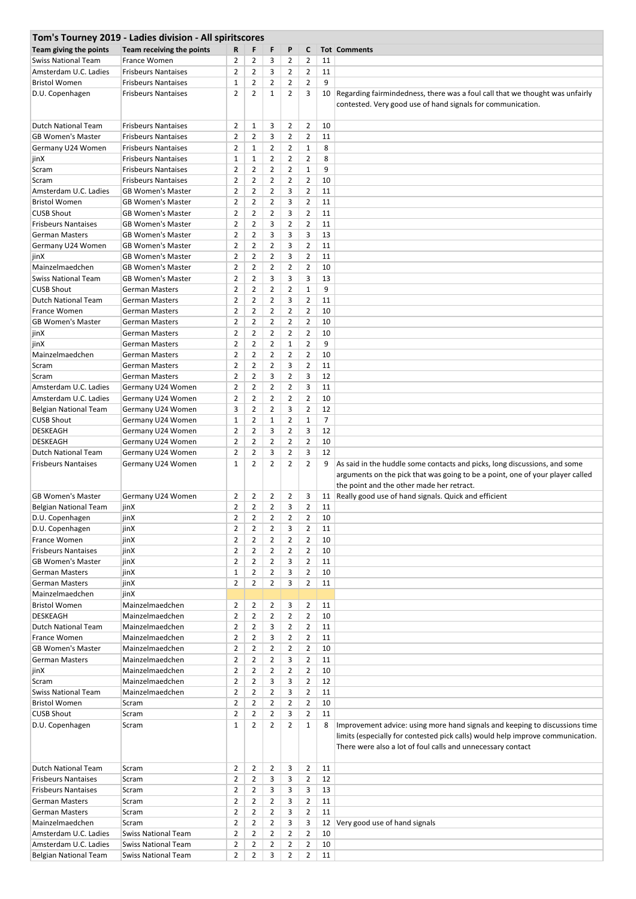## Tom's Tourney 2019 - Ladies division - All spiritscores

| Team giving the points | Team receiving the points | R | F | F | P | C | Tot | Comments |
|---|---|---|---|---|---|---|---|---|
| Swiss National Team | France Women | 2 | 2 | 3 | 2 | 2 | 11 | |
| Amsterdam U.C. Ladies | Frisbeurs Nantaises | 2 | 2 | 3 | 2 | 2 | 11 | |
| Bristol Women | Frisbeurs Nantaises | 1 | 2 | 2 | 2 | 2 | 9 | |
| D.U. Copenhagen | Frisbeurs Nantaises | 2 | 2 | 1 | 2 | 3 | 10 | Regarding fairmindedness, there was a foul call that we thought was unfairly contested. Very good use of hand signals for communication. |
| Dutch National Team | Frisbeurs Nantaises | 2 | 1 | 3 | 2 | 2 | 10 | |
| GB Women's Master | Frisbeurs Nantaises | 2 | 2 | 3 | 2 | 2 | 11 | |
| Germany U24 Women | Frisbeurs Nantaises | 2 | 1 | 2 | 2 | 1 | 8 | |
| jinX | Frisbeurs Nantaises | 1 | 1 | 2 | 2 | 2 | 8 | |
| Scram | Frisbeurs Nantaises | 2 | 2 | 2 | 2 | 1 | 9 | |
| Scram | Frisbeurs Nantaises | 2 | 2 | 2 | 2 | 2 | 10 | |
| Amsterdam U.C. Ladies | GB Women's Master | 2 | 2 | 2 | 3 | 2 | 11 | |
| Bristol Women | GB Women's Master | 2 | 2 | 2 | 3 | 2 | 11 | |
| CUSB Shout | GB Women's Master | 2 | 2 | 2 | 3 | 2 | 11 | |
| Frisbeurs Nantaises | GB Women's Master | 2 | 2 | 3 | 2 | 2 | 11 | |
| German Masters | GB Women's Master | 2 | 2 | 3 | 3 | 3 | 13 | |
| Germany U24 Women | GB Women's Master | 2 | 2 | 2 | 3 | 2 | 11 | |
| jinX | GB Women's Master | 2 | 2 | 2 | 3 | 2 | 11 | |
| Mainzelmaedchen | GB Women's Master | 2 | 2 | 2 | 2 | 2 | 10 | |
| Swiss National Team | GB Women's Master | 2 | 2 | 3 | 3 | 3 | 13 | |
| CUSB Shout | German Masters | 2 | 2 | 2 | 2 | 1 | 9 | |
| Dutch National Team | German Masters | 2 | 2 | 2 | 3 | 2 | 11 | |
| France Women | German Masters | 2 | 2 | 2 | 2 | 2 | 10 | |
| GB Women's Master | German Masters | 2 | 2 | 2 | 2 | 2 | 10 | |
| jinX | German Masters | 2 | 2 | 2 | 2 | 2 | 10 | |
| jinX | German Masters | 2 | 2 | 2 | 1 | 2 | 9 | |
| Mainzelmaedchen | German Masters | 2 | 2 | 2 | 2 | 2 | 10 | |
| Scram | German Masters | 2 | 2 | 2 | 3 | 2 | 11 | |
| Scram | German Masters | 2 | 2 | 3 | 2 | 3 | 12 | |
| Amsterdam U.C. Ladies | Germany U24 Women | 2 | 2 | 2 | 2 | 3 | 11 | |
| Amsterdam U.C. Ladies | Germany U24 Women | 2 | 2 | 2 | 2 | 2 | 10 | |
| Belgian National Team | Germany U24 Women | 3 | 2 | 2 | 3 | 2 | 12 | |
| CUSB Shout | Germany U24 Women | 1 | 2 | 1 | 2 | 1 | 7 | |
| DESKEAGH | Germany U24 Women | 2 | 2 | 3 | 2 | 3 | 12 | |
| DESKEAGH | Germany U24 Women | 2 | 2 | 2 | 2 | 2 | 10 | |
| Dutch National Team | Germany U24 Women | 2 | 2 | 3 | 2 | 3 | 12 | |
| Frisbeurs Nantaises | Germany U24 Women | 1 | 2 | 2 | 2 | 2 | 9 | As said in the huddle some contacts and picks, long discussions, and some arguments on the pick that was going to be a point, one of your player called the point and the other made her retract. |
| GB Women's Master | Germany U24 Women | 2 | 2 | 2 | 2 | 3 | 11 | Really good use of hand signals. Quick and efficient |
| Belgian National Team | jinX | 2 | 2 | 2 | 3 | 2 | 11 | |
| D.U. Copenhagen | jinX | 2 | 2 | 2 | 2 | 2 | 10 | |
| D.U. Copenhagen | jinX | 2 | 2 | 2 | 3 | 2 | 11 | |
| France Women | jinX | 2 | 2 | 2 | 2 | 2 | 10 | |
| Frisbeurs Nantaises | jinX | 2 | 2 | 2 | 2 | 2 | 10 | |
| GB Women's Master | jinX | 2 | 2 | 2 | 3 | 2 | 11 | |
| German Masters | jinX | 1 | 2 | 2 | 3 | 2 | 10 | |
| German Masters | jinX | 2 | 2 | 2 | 3 | 2 | 11 | |
| Mainzelmaedchen | jinX | | | | | | | |
| Bristol Women | Mainzelmaedchen | 2 | 2 | 2 | 3 | 2 | 11 | |
| DESKEAGH | Mainzelmaedchen | 2 | 2 | 2 | 2 | 2 | 10 | |
| Dutch National Team | Mainzelmaedchen | 2 | 2 | 3 | 2 | 2 | 11 | |
| France Women | Mainzelmaedchen | 2 | 2 | 3 | 2 | 2 | 11 | |
| GB Women's Master | Mainzelmaedchen | 2 | 2 | 2 | 2 | 2 | 10 | |
| German Masters | Mainzelmaedchen | 2 | 2 | 2 | 3 | 2 | 11 | |
| jinX | Mainzelmaedchen | 2 | 2 | 2 | 2 | 2 | 10 | |
| Scram | Mainzelmaedchen | 2 | 2 | 3 | 3 | 2 | 12 | |
| Swiss National Team | Mainzelmaedchen | 2 | 2 | 2 | 3 | 2 | 11 | |
| Bristol Women | Scram | 2 | 2 | 2 | 2 | 2 | 10 | |
| CUSB Shout | Scram | 2 | 2 | 2 | 3 | 2 | 11 | |
| D.U. Copenhagen | Scram | 1 | 2 | 2 | 2 | 1 | 8 | Improvement advice: using more hand signals and keeping to discussions time limits (especially for contested pick calls) would help improve communication. There were also a lot of foul calls and unnecessary contact |
| Dutch National Team | Scram | 2 | 2 | 2 | 3 | 2 | 11 | |
| Frisbeurs Nantaises | Scram | 2 | 2 | 3 | 3 | 2 | 12 | |
| Frisbeurs Nantaises | Scram | 2 | 2 | 3 | 3 | 3 | 13 | |
| German Masters | Scram | 2 | 2 | 2 | 3 | 2 | 11 | |
| German Masters | Scram | 2 | 2 | 2 | 3 | 2 | 11 | |
| Mainzelmaedchen | Scram | 2 | 2 | 2 | 3 | 3 | 12 | Very good use of hand signals |
| Amsterdam U.C. Ladies | Swiss National Team | 2 | 2 | 2 | 2 | 2 | 10 | |
| Amsterdam U.C. Ladies | Swiss National Team | 2 | 2 | 2 | 2 | 2 | 10 | |
| Belgian National Team | Swiss National Team | 2 | 2 | 3 | 2 | 2 | 11 | |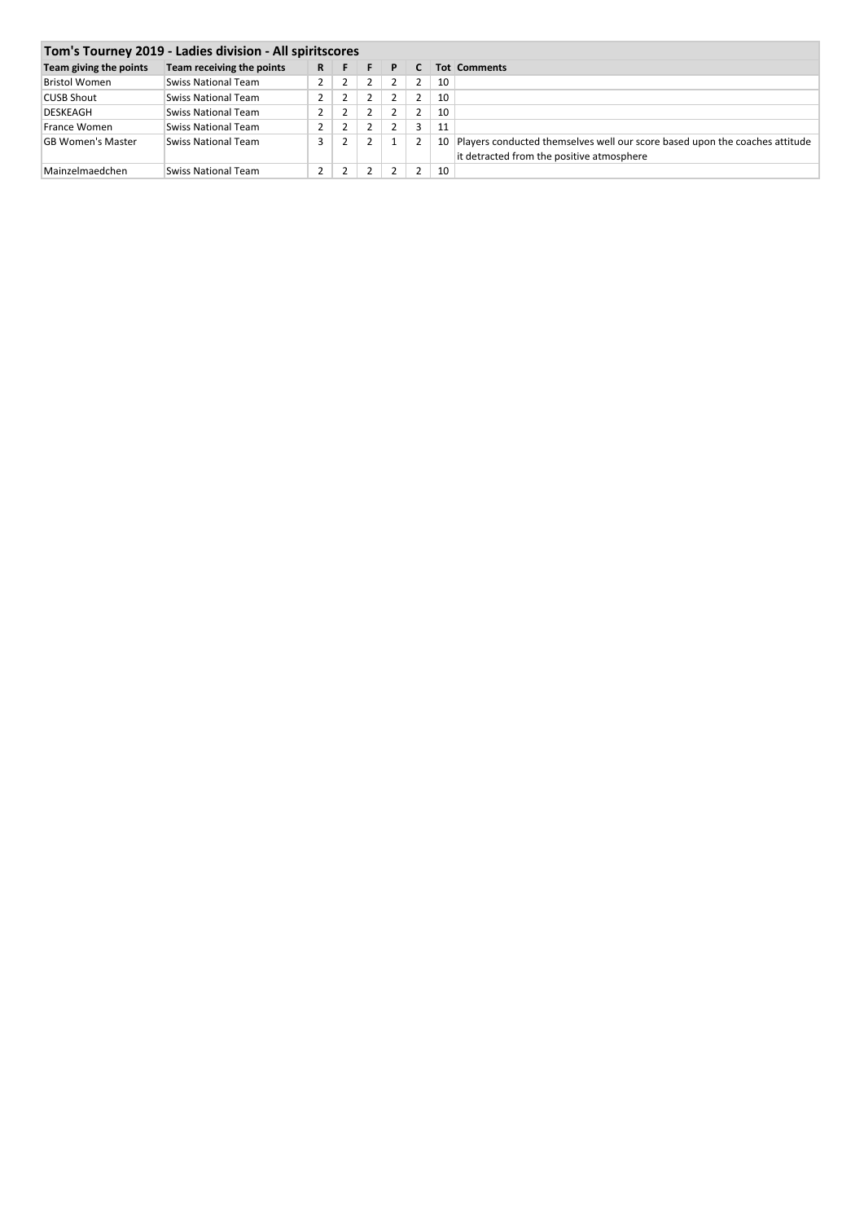## Tom's Tourney 2019 - Ladies division - All spiritscores

| Team giving the points | Team receiving the points | R | F | F | P | C | Tot | Comments |
|---|---|---|---|---|---|---|---|---|
| Bristol Women | Swiss National Team | 2 | 2 | 2 | 2 | 2 | 10 | |
| CUSB Shout | Swiss National Team | 2 | 2 | 2 | 2 | 2 | 10 | |
| DESKEAGH | Swiss National Team | 2 | 2 | 2 | 2 | 2 | 10 | |
| France Women | Swiss National Team | 2 | 2 | 2 | 2 | 3 | 11 | |
| GB Women's Master | Swiss National Team | 3 | 2 | 2 | 1 | 2 | 10 | Players conducted themselves well our score based upon the coaches attitude it detracted from the positive atmosphere |
| Mainzelmaedchen | Swiss National Team | 2 | 2 | 2 | 2 | 2 | 10 | |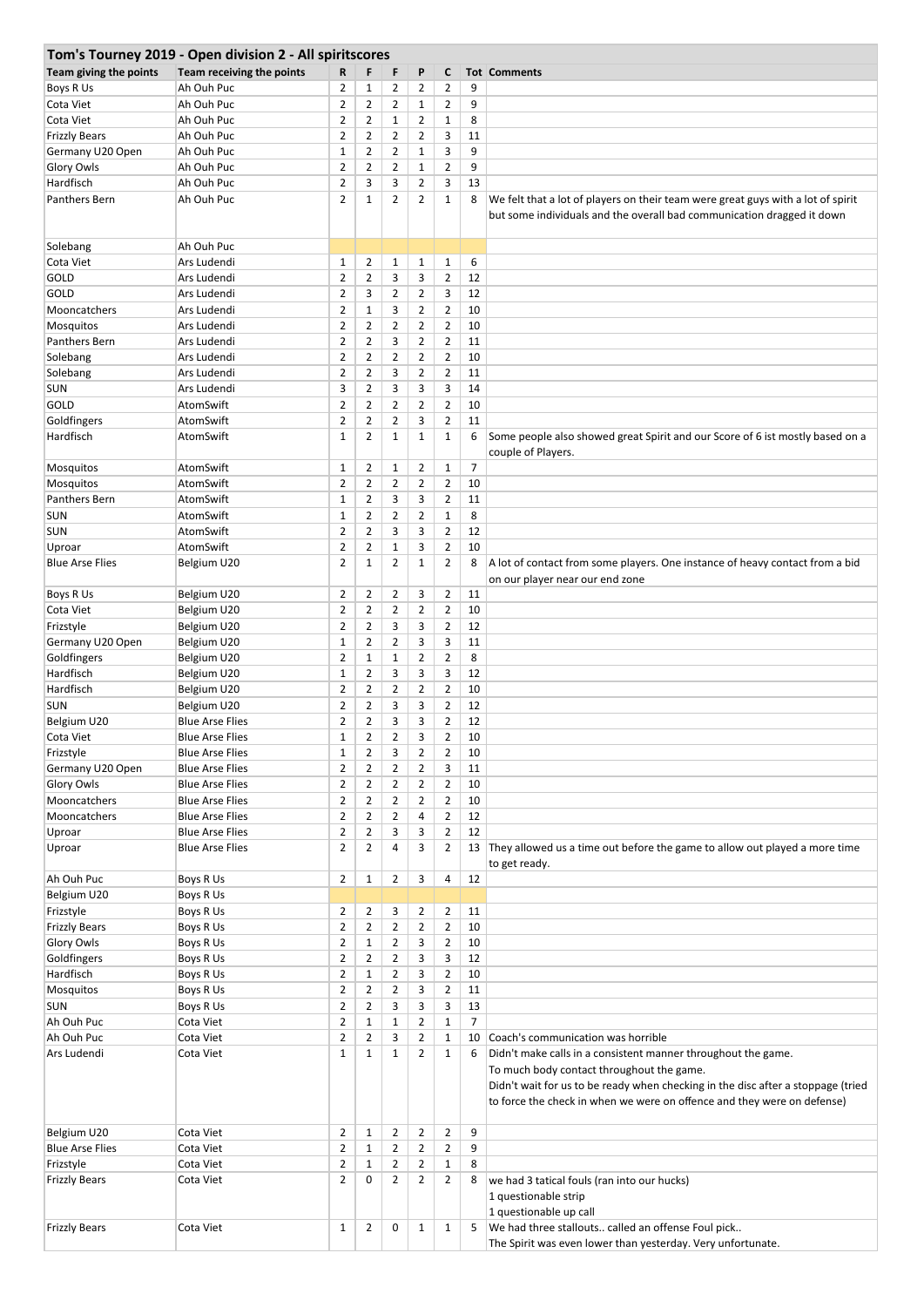## Tom's Tourney 2019 - Open division 2 - All spiritscores

| Team giving the points | Team receiving the points | R | F | F | P | C | Tot | Comments |
|---|---|---|---|---|---|---|---|---|
| Boys R Us | Ah Ouh Puc | 2 | 1 | 2 | 2 | 2 | 9 | |
| Cota Viet | Ah Ouh Puc | 2 | 2 | 2 | 1 | 2 | 9 | |
| Cota Viet | Ah Ouh Puc | 2 | 2 | 1 | 2 | 1 | 8 | |
| Frizzly Bears | Ah Ouh Puc | 2 | 2 | 2 | 2 | 3 | 11 | |
| Germany U20 Open | Ah Ouh Puc | 1 | 2 | 2 | 1 | 3 | 9 | |
| Glory Owls | Ah Ouh Puc | 2 | 2 | 2 | 1 | 2 | 9 | |
| Hardfisch | Ah Ouh Puc | 2 | 3 | 3 | 2 | 3 | 13 | |
| Panthers Bern | Ah Ouh Puc | 2 | 1 | 2 | 2 | 1 | 8 | We felt that a lot of players on their team were great guys with a lot of spirit but some individuals and the overall bad communication dragged it down |
| Solebang | Ah Ouh Puc | | | | | | | |
| Cota Viet | Ars Ludendi | 1 | 2 | 1 | 1 | 1 | 6 | |
| GOLD | Ars Ludendi | 2 | 2 | 3 | 3 | 2 | 12 | |
| GOLD | Ars Ludendi | 2 | 3 | 2 | 2 | 3 | 12 | |
| Mooncatchers | Ars Ludendi | 2 | 1 | 3 | 2 | 2 | 10 | |
| Mosquitos | Ars Ludendi | 2 | 2 | 2 | 2 | 2 | 10 | |
| Panthers Bern | Ars Ludendi | 2 | 2 | 3 | 2 | 2 | 11 | |
| Solebang | Ars Ludendi | 2 | 2 | 2 | 2 | 2 | 10 | |
| Solebang | Ars Ludendi | 2 | 2 | 3 | 2 | 2 | 11 | |
| SUN | Ars Ludendi | 3 | 2 | 3 | 3 | 3 | 14 | |
| GOLD | AtomSwift | 2 | 2 | 2 | 2 | 2 | 10 | |
| Goldfingers | AtomSwift | 2 | 2 | 2 | 3 | 2 | 11 | |
| Hardfisch | AtomSwift | 1 | 2 | 1 | 1 | 1 | 6 | Some people also showed great Spirit and our Score of 6 ist mostly based on a couple of Players. |
| Mosquitos | AtomSwift | 1 | 2 | 1 | 2 | 1 | 7 | |
| Mosquitos | AtomSwift | 2 | 2 | 2 | 2 | 2 | 10 | |
| Panthers Bern | AtomSwift | 1 | 2 | 3 | 3 | 2 | 11 | |
| SUN | AtomSwift | 1 | 2 | 2 | 2 | 1 | 8 | |
| SUN | AtomSwift | 2 | 2 | 3 | 3 | 2 | 12 | |
| Uproar | AtomSwift | 2 | 2 | 1 | 3 | 2 | 10 | |
| Blue Arse Flies | Belgium U20 | 2 | 1 | 2 | 1 | 2 | 8 | A lot of contact from some players. One instance of heavy contact from a bid on our player near our end zone |
| Boys R Us | Belgium U20 | 2 | 2 | 2 | 3 | 2 | 11 | |
| Cota Viet | Belgium U20 | 2 | 2 | 2 | 2 | 2 | 10 | |
| Frizstyle | Belgium U20 | 2 | 2 | 3 | 3 | 2 | 12 | |
| Germany U20 Open | Belgium U20 | 1 | 2 | 2 | 3 | 3 | 11 | |
| Goldfingers | Belgium U20 | 2 | 1 | 1 | 2 | 2 | 8 | |
| Hardfisch | Belgium U20 | 1 | 2 | 3 | 3 | 3 | 12 | |
| Hardfisch | Belgium U20 | 2 | 2 | 2 | 2 | 2 | 10 | |
| SUN | Belgium U20 | 2 | 2 | 3 | 3 | 2 | 12 | |
| Belgium U20 | Blue Arse Flies | 2 | 2 | 3 | 3 | 2 | 12 | |
| Cota Viet | Blue Arse Flies | 1 | 2 | 2 | 3 | 2 | 10 | |
| Frizstyle | Blue Arse Flies | 1 | 2 | 3 | 2 | 2 | 10 | |
| Germany U20 Open | Blue Arse Flies | 2 | 2 | 2 | 2 | 3 | 11 | |
| Glory Owls | Blue Arse Flies | 2 | 2 | 2 | 2 | 2 | 10 | |
| Mooncatchers | Blue Arse Flies | 2 | 2 | 2 | 2 | 2 | 10 | |
| Mooncatchers | Blue Arse Flies | 2 | 2 | 2 | 4 | 2 | 12 | |
| Uproar | Blue Arse Flies | 2 | 2 | 3 | 3 | 2 | 12 | |
| Uproar | Blue Arse Flies | 2 | 2 | 4 | 3 | 2 | 13 | They allowed us a time out before the game to allow out played a more time to get ready. |
| Ah Ouh Puc | Boys R Us | 2 | 1 | 2 | 3 | 4 | 12 | |
| Belgium U20 | Boys R Us | | | | | | | |
| Frizstyle | Boys R Us | 2 | 2 | 3 | 2 | 2 | 11 | |
| Frizzly Bears | Boys R Us | 2 | 2 | 2 | 2 | 2 | 10 | |
| Glory Owls | Boys R Us | 2 | 1 | 2 | 3 | 2 | 10 | |
| Goldfingers | Boys R Us | 2 | 2 | 2 | 3 | 3 | 12 | |
| Hardfisch | Boys R Us | 2 | 1 | 2 | 3 | 2 | 10 | |
| Mosquitos | Boys R Us | 2 | 2 | 2 | 3 | 2 | 11 | |
| SUN | Boys R Us | 2 | 2 | 3 | 3 | 3 | 13 | |
| Ah Ouh Puc | Cota Viet | 2 | 1 | 1 | 2 | 1 | 7 | |
| Ah Ouh Puc | Cota Viet | 2 | 2 | 3 | 2 | 1 | 10 | Coach's communication was horrible |
| Ars Ludendi | Cota Viet | 1 | 1 | 1 | 2 | 1 | 6 | Didn't make calls in a consistent manner throughout the game.<br>To much body contact throughout the game.<br>Didn't wait for us to be ready when checking in the disc after a stoppage (tried to force the check in when we were on offence and they were on defense) |
| Belgium U20 | Cota Viet | 2 | 1 | 2 | 2 | 2 | 9 | |
| Blue Arse Flies | Cota Viet | 2 | 1 | 2 | 2 | 2 | 9 | |
| Frizstyle | Cota Viet | 2 | 1 | 2 | 2 | 1 | 8 | |
| Frizzly Bears | Cota Viet | 2 | 0 | 2 | 2 | 2 | 8 | we had 3 tatical fouls (ran into our hucks)<br>1 questionable strip<br>1 questionable up call |
| Frizzly Bears | Cota Viet | 1 | 2 | 0 | 1 | 1 | 5 | We had three stallouts.. called an offense Foul pick..<br>The Spirit was even lower than yesterday. Very unfortunate. |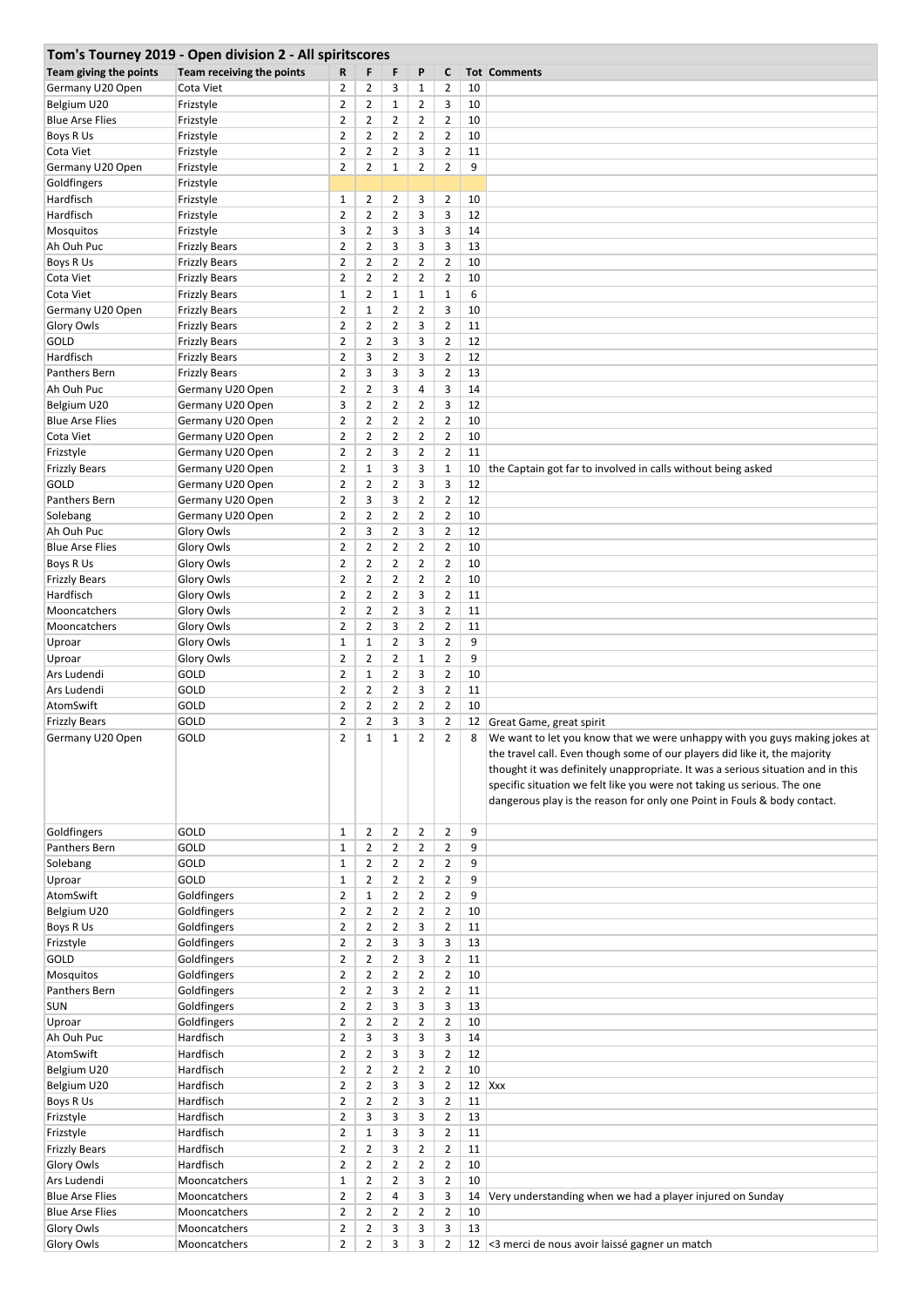# Tom's Tourney 2019 - Open division 2 - All spiritscores

| Team giving the points | Team receiving the points | R | F | F | P | C | Tot | Comments |
|---|---|---|---|---|---|---|---|---|
| Germany U20 Open | Cota Viet | 2 | 2 | 3 | 1 | 2 | 10 | |
| Belgium U20 | Frizstyle | 2 | 2 | 1 | 2 | 3 | 10 | |
| Blue Arse Flies | Frizstyle | 2 | 2 | 2 | 2 | 2 | 10 | |
| Boys R Us | Frizstyle | 2 | 2 | 2 | 2 | 2 | 10 | |
| Cota Viet | Frizstyle | 2 | 2 | 2 | 3 | 2 | 11 | |
| Germany U20 Open | Frizstyle | 2 | 2 | 1 | 2 | 2 | 9 | |
| Goldfingers | Frizstyle | | | | | | | |
| Hardfisch | Frizstyle | 1 | 2 | 2 | 3 | 2 | 10 | |
| Hardfisch | Frizstyle | 2 | 2 | 2 | 3 | 3 | 12 | |
| Mosquitos | Frizstyle | 3 | 2 | 3 | 3 | 3 | 14 | |
| Ah Ouh Puc | Frizzly Bears | 2 | 2 | 3 | 3 | 3 | 13 | |
| Boys R Us | Frizzly Bears | 2 | 2 | 2 | 2 | 2 | 10 | |
| Cota Viet | Frizzly Bears | 2 | 2 | 2 | 2 | 2 | 10 | |
| Cota Viet | Frizzly Bears | 1 | 2 | 1 | 1 | 1 | 6 | |
| Germany U20 Open | Frizzly Bears | 2 | 1 | 2 | 2 | 3 | 10 | |
| Glory Owls | Frizzly Bears | 2 | 2 | 2 | 3 | 2 | 11 | |
| GOLD | Frizzly Bears | 2 | 2 | 3 | 3 | 2 | 12 | |
| Hardfisch | Frizzly Bears | 2 | 3 | 2 | 3 | 2 | 12 | |
| Panthers Bern | Frizzly Bears | 2 | 3 | 3 | 3 | 2 | 13 | |
| Ah Ouh Puc | Germany U20 Open | 2 | 2 | 3 | 4 | 3 | 14 | |
| Belgium U20 | Germany U20 Open | 3 | 2 | 2 | 2 | 3 | 12 | |
| Blue Arse Flies | Germany U20 Open | 2 | 2 | 2 | 2 | 2 | 10 | |
| Cota Viet | Germany U20 Open | 2 | 2 | 2 | 2 | 2 | 10 | |
| Frizstyle | Germany U20 Open | 2 | 2 | 3 | 2 | 2 | 11 | |
| Frizzly Bears | Germany U20 Open | 2 | 1 | 3 | 3 | 1 | 10 | the Captain got far to involved in calls without being asked |
| GOLD | Germany U20 Open | 2 | 2 | 2 | 3 | 3 | 12 | |
| Panthers Bern | Germany U20 Open | 2 | 3 | 3 | 2 | 2 | 12 | |
| Solebang | Germany U20 Open | 2 | 2 | 2 | 2 | 2 | 10 | |
| Ah Ouh Puc | Glory Owls | 2 | 3 | 2 | 3 | 2 | 12 | |
| Blue Arse Flies | Glory Owls | 2 | 2 | 2 | 2 | 2 | 10 | |
| Boys R Us | Glory Owls | 2 | 2 | 2 | 2 | 2 | 10 | |
| Frizzly Bears | Glory Owls | 2 | 2 | 2 | 2 | 2 | 10 | |
| Hardfisch | Glory Owls | 2 | 2 | 2 | 3 | 2 | 11 | |
| Mooncatchers | Glory Owls | 2 | 2 | 2 | 3 | 2 | 11 | |
| Mooncatchers | Glory Owls | 2 | 2 | 3 | 2 | 2 | 11 | |
| Uproar | Glory Owls | 1 | 1 | 2 | 3 | 2 | 9 | |
| Uproar | Glory Owls | 2 | 2 | 2 | 1 | 2 | 9 | |
| Ars Ludendi | GOLD | 2 | 1 | 2 | 3 | 2 | 10 | |
| Ars Ludendi | GOLD | 2 | 2 | 2 | 3 | 2 | 11 | |
| AtomSwift | GOLD | 2 | 2 | 2 | 2 | 2 | 10 | |
| Frizzly Bears | GOLD | 2 | 2 | 3 | 3 | 2 | 12 | Great Game, great spirit |
| Germany U20 Open | GOLD | 2 | 1 | 1 | 2 | 2 | 8 | We want to let you know that we were unhappy with you guys making jokes at the travel call. Even though some of our players did like it, the majority thought it was definitely unappropriate. It was a serious situation and in this specific situation we felt like you were not taking us serious. The one dangerous play is the reason for only one Point in Fouls & body contact. |
| Goldfingers | GOLD | 1 | 2 | 2 | 2 | 2 | 9 | |
| Panthers Bern | GOLD | 1 | 2 | 2 | 2 | 2 | 9 | |
| Solebang | GOLD | 1 | 2 | 2 | 2 | 2 | 9 | |
| Uproar | GOLD | 1 | 2 | 2 | 2 | 2 | 9 | |
| AtomSwift | Goldfingers | 2 | 1 | 2 | 2 | 2 | 9 | |
| Belgium U20 | Goldfingers | 2 | 2 | 2 | 2 | 2 | 10 | |
| Boys R Us | Goldfingers | 2 | 2 | 2 | 3 | 2 | 11 | |
| Frizstyle | Goldfingers | 2 | 2 | 3 | 3 | 3 | 13 | |
| GOLD | Goldfingers | 2 | 2 | 2 | 3 | 2 | 11 | |
| Mosquitos | Goldfingers | 2 | 2 | 2 | 2 | 2 | 10 | |
| Panthers Bern | Goldfingers | 2 | 2 | 3 | 2 | 2 | 11 | |
| SUN | Goldfingers | 2 | 2 | 3 | 3 | 3 | 13 | |
| Uproar | Goldfingers | 2 | 2 | 2 | 2 | 2 | 10 | |
| Ah Ouh Puc | Hardfisch | 2 | 3 | 3 | 3 | 3 | 14 | |
| AtomSwift | Hardfisch | 2 | 2 | 3 | 3 | 2 | 12 | |
| Belgium U20 | Hardfisch | 2 | 2 | 2 | 2 | 2 | 10 | |
| Belgium U20 | Hardfisch | 2 | 2 | 3 | 3 | 2 | 12 | Xxx |
| Boys R Us | Hardfisch | 2 | 2 | 2 | 3 | 2 | 11 | |
| Frizstyle | Hardfisch | 2 | 3 | 3 | 3 | 2 | 13 | |
| Frizstyle | Hardfisch | 2 | 1 | 3 | 3 | 2 | 11 | |
| Frizzly Bears | Hardfisch | 2 | 2 | 3 | 2 | 2 | 11 | |
| Glory Owls | Hardfisch | 2 | 2 | 2 | 2 | 2 | 10 | |
| Ars Ludendi | Mooncatchers | 1 | 2 | 2 | 3 | 2 | 10 | |
| Blue Arse Flies | Mooncatchers | 2 | 2 | 4 | 3 | 3 | 14 | Very understanding when we had a player injured on Sunday |
| Blue Arse Flies | Mooncatchers | 2 | 2 | 2 | 2 | 2 | 10 | |
| Glory Owls | Mooncatchers | 2 | 2 | 3 | 3 | 3 | 13 | |
| Glory Owls | Mooncatchers | 2 | 2 | 3 | 3 | 2 | 12 | <3 merci de nous avoir laissé gagner un match |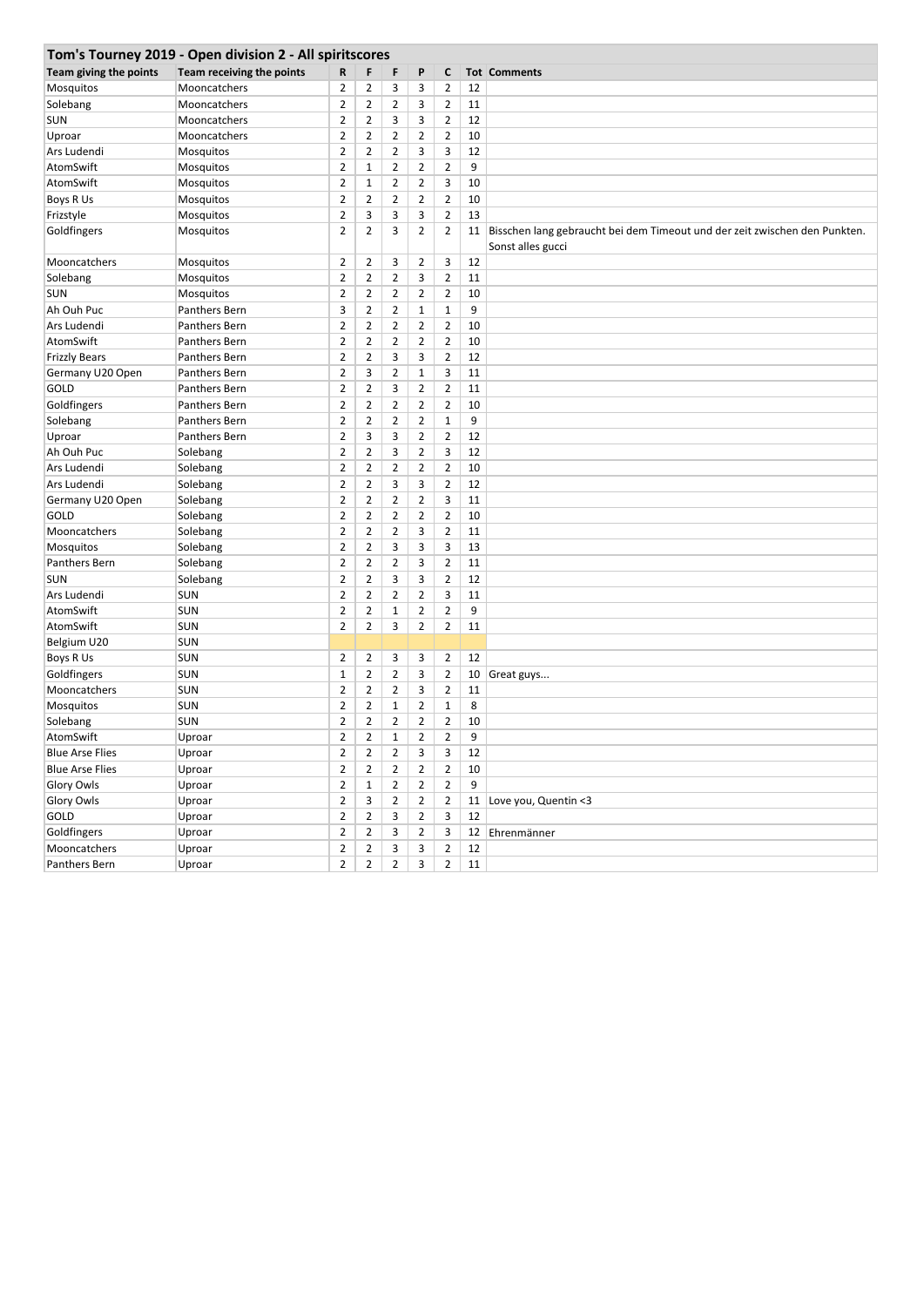## Tom's Tourney 2019 - Open division 2 - All spiritscores

| Team giving the points | Team receiving the points | R | F | F | P | C | Tot | Comments |
|---|---|---|---|---|---|---|---|---|
| Mosquitos | Mooncatchers | 2 | 2 | 3 | 3 | 2 | 12 | |
| Solebang | Mooncatchers | 2 | 2 | 2 | 3 | 2 | 11 | |
| SUN | Mooncatchers | 2 | 2 | 3 | 3 | 2 | 12 | |
| Uproar | Mooncatchers | 2 | 2 | 2 | 2 | 2 | 10 | |
| Ars Ludendi | Mosquitos | 2 | 2 | 2 | 3 | 3 | 12 | |
| AtomSwift | Mosquitos | 2 | 1 | 2 | 2 | 2 | 9 | |
| AtomSwift | Mosquitos | 2 | 1 | 2 | 2 | 3 | 10 | |
| Boys R Us | Mosquitos | 2 | 2 | 2 | 2 | 2 | 10 | |
| Frizstyle | Mosquitos | 2 | 3 | 3 | 3 | 2 | 13 | |
| Goldfingers | Mosquitos | 2 | 2 | 3 | 2 | 2 | 11 | Bisschen lang gebraucht bei dem Timeout und der zeit zwischen den Punkten. Sonst alles gucci |
| Mooncatchers | Mosquitos | 2 | 2 | 3 | 2 | 3 | 12 | |
| Solebang | Mosquitos | 2 | 2 | 2 | 3 | 2 | 11 | |
| SUN | Mosquitos | 2 | 2 | 2 | 2 | 2 | 10 | |
| Ah Ouh Puc | Panthers Bern | 3 | 2 | 2 | 1 | 1 | 9 | |
| Ars Ludendi | Panthers Bern | 2 | 2 | 2 | 2 | 2 | 10 | |
| AtomSwift | Panthers Bern | 2 | 2 | 2 | 2 | 2 | 10 | |
| Frizzly Bears | Panthers Bern | 2 | 2 | 3 | 3 | 2 | 12 | |
| Germany U20 Open | Panthers Bern | 2 | 3 | 2 | 1 | 3 | 11 | |
| GOLD | Panthers Bern | 2 | 2 | 3 | 2 | 2 | 11 | |
| Goldfingers | Panthers Bern | 2 | 2 | 2 | 2 | 2 | 10 | |
| Solebang | Panthers Bern | 2 | 2 | 2 | 2 | 1 | 9 | |
| Uproar | Panthers Bern | 2 | 3 | 3 | 2 | 2 | 12 | |
| Ah Ouh Puc | Solebang | 2 | 2 | 3 | 2 | 3 | 12 | |
| Ars Ludendi | Solebang | 2 | 2 | 2 | 2 | 2 | 10 | |
| Ars Ludendi | Solebang | 2 | 2 | 3 | 3 | 2 | 12 | |
| Germany U20 Open | Solebang | 2 | 2 | 2 | 2 | 3 | 11 | |
| GOLD | Solebang | 2 | 2 | 2 | 2 | 2 | 10 | |
| Mooncatchers | Solebang | 2 | 2 | 2 | 3 | 2 | 11 | |
| Mosquitos | Solebang | 2 | 2 | 3 | 3 | 3 | 13 | |
| Panthers Bern | Solebang | 2 | 2 | 2 | 3 | 2 | 11 | |
| SUN | Solebang | 2 | 2 | 3 | 3 | 2 | 12 | |
| Ars Ludendi | SUN | 2 | 2 | 2 | 2 | 3 | 11 | |
| AtomSwift | SUN | 2 | 2 | 1 | 2 | 2 | 9 | |
| AtomSwift | SUN | 2 | 2 | 3 | 2 | 2 | 11 | |
| Belgium U20 | SUN | | | | | | | |
| Boys R Us | SUN | 2 | 2 | 3 | 3 | 2 | 12 | |
| Goldfingers | SUN | 1 | 2 | 2 | 3 | 2 | 10 | Great guys... |
| Mooncatchers | SUN | 2 | 2 | 2 | 3 | 2 | 11 | |
| Mosquitos | SUN | 2 | 2 | 1 | 2 | 1 | 8 | |
| Solebang | SUN | 2 | 2 | 2 | 2 | 2 | 10 | |
| AtomSwift | Uproar | 2 | 2 | 1 | 2 | 2 | 9 | |
| Blue Arse Flies | Uproar | 2 | 2 | 2 | 3 | 3 | 12 | |
| Blue Arse Flies | Uproar | 2 | 2 | 2 | 2 | 2 | 10 | |
| Glory Owls | Uproar | 2 | 1 | 2 | 2 | 2 | 9 | |
| Glory Owls | Uproar | 2 | 3 | 2 | 2 | 2 | 11 | Love you, Quentin <3 |
| GOLD | Uproar | 2 | 2 | 3 | 2 | 3 | 12 | |
| Goldfingers | Uproar | 2 | 2 | 3 | 2 | 3 | 12 | Ehrenmänner |
| Mooncatchers | Uproar | 2 | 2 | 3 | 3 | 2 | 12 | |
| Panthers Bern | Uproar | 2 | 2 | 2 | 3 | 2 | 11 | |